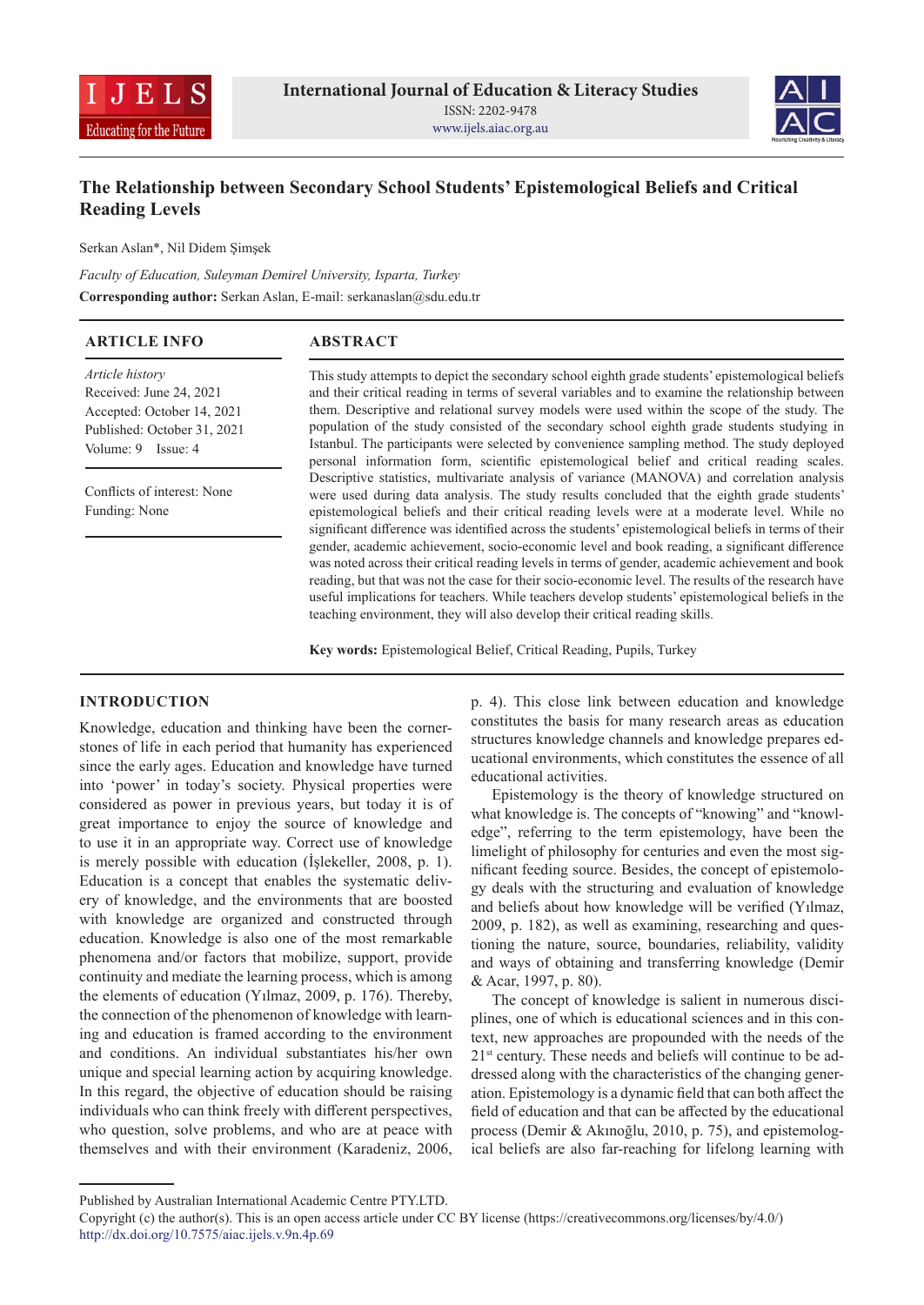# The Relationship between Secondary School Students' Epistemological Beliefs and Critical Reading Levels

Serkan Aslan*, Nil Didem Şimşek

*Faculty of Education, Suleyman Demirel University, Isparta, Turkey*

**Corresponding author:** Serkan Aslan, E-mail: serkanaslan@sdu.edu.tr

## ARTICLE INFO

*Article history*
Received: June 24, 2021
Accepted: October 14, 2021
Published: October 31, 2021
Volume: 9 Issue: 4

Conflicts of interest: None
Funding: None

## ABSTRACT

This study attempts to depict the secondary school eighth grade students' epistemological beliefs and their critical reading in terms of several variables and to examine the relationship between them. Descriptive and relational survey models were used within the scope of the study. The population of the study consisted of the secondary school eighth grade students studying in Istanbul. The participants were selected by convenience sampling method. The study deployed personal information form, scientific epistemological belief and critical reading scales. Descriptive statistics, multivariate analysis of variance (MANOVA) and correlation analysis were used during data analysis. The study results concluded that the eighth grade students' epistemological beliefs and their critical reading levels were at a moderate level. While no significant difference was identified across the students' epistemological beliefs in terms of their gender, academic achievement, socio-economic level and book reading, a significant difference was noted across their critical reading levels in terms of gender, academic achievement and book reading, but that was not the case for their socio-economic level. The results of the research have useful implications for teachers. While teachers develop students' epistemological beliefs in the teaching environment, they will also develop their critical reading skills.

**Key words:** Epistemological Belief, Critical Reading, Pupils, Turkey

## INTRODUCTION

Knowledge, education and thinking have been the cornerstones of life in each period that humanity has experienced since the early ages. Education and knowledge have turned into 'power' in today's society. Physical properties were considered as power in previous years, but today it is of great importance to enjoy the source of knowledge and to use it in an appropriate way. Correct use of knowledge is merely possible with education (İşlekeller, 2008, p. 1). Education is a concept that enables the systematic delivery of knowledge, and the environments that are boosted with knowledge are organized and constructed through education. Knowledge is also one of the most remarkable phenomena and/or factors that mobilize, support, provide continuity and mediate the learning process, which is among the elements of education (Yılmaz, 2009, p. 176). Thereby, the connection of the phenomenon of knowledge with learning and education is framed according to the environment and conditions. An individual substantiates his/her own unique and special learning action by acquiring knowledge. In this regard, the objective of education should be raising individuals who can think freely with different perspectives, who question, solve problems, and who are at peace with themselves and with their environment (Karadeniz, 2006, p. 4). This close link between education and knowledge constitutes the basis for many research areas as education structures knowledge channels and knowledge prepares educational environments, which constitutes the essence of all educational activities.

Epistemology is the theory of knowledge structured on what knowledge is. The concepts of "knowing" and "knowledge", referring to the term epistemology, have been the limelight of philosophy for centuries and even the most significant feeding source. Besides, the concept of epistemology deals with the structuring and evaluation of knowledge and beliefs about how knowledge will be verified (Yılmaz, 2009, p. 182), as well as examining, researching and questioning the nature, source, boundaries, reliability, validity and ways of obtaining and transferring knowledge (Demir & Acar, 1997, p. 80).

The concept of knowledge is salient in numerous disciplines, one of which is educational sciences and in this context, new approaches are propounded with the needs of the 21st century. These needs and beliefs will continue to be addressed along with the characteristics of the changing generation. Epistemology is a dynamic field that can both affect the field of education and that can be affected by the educational process (Demir & Akınoğlu, 2010, p. 75), and epistemological beliefs are also far-reaching for lifelong learning with

Published by Australian International Academic Centre PTY.LTD.
Copyright (c) the author(s). This is an open access article under CC BY license (https://creativecommons.org/licenses/by/4.0/)
http://dx.doi.org/10.7575/aiac.ijels.v.9n.4p.69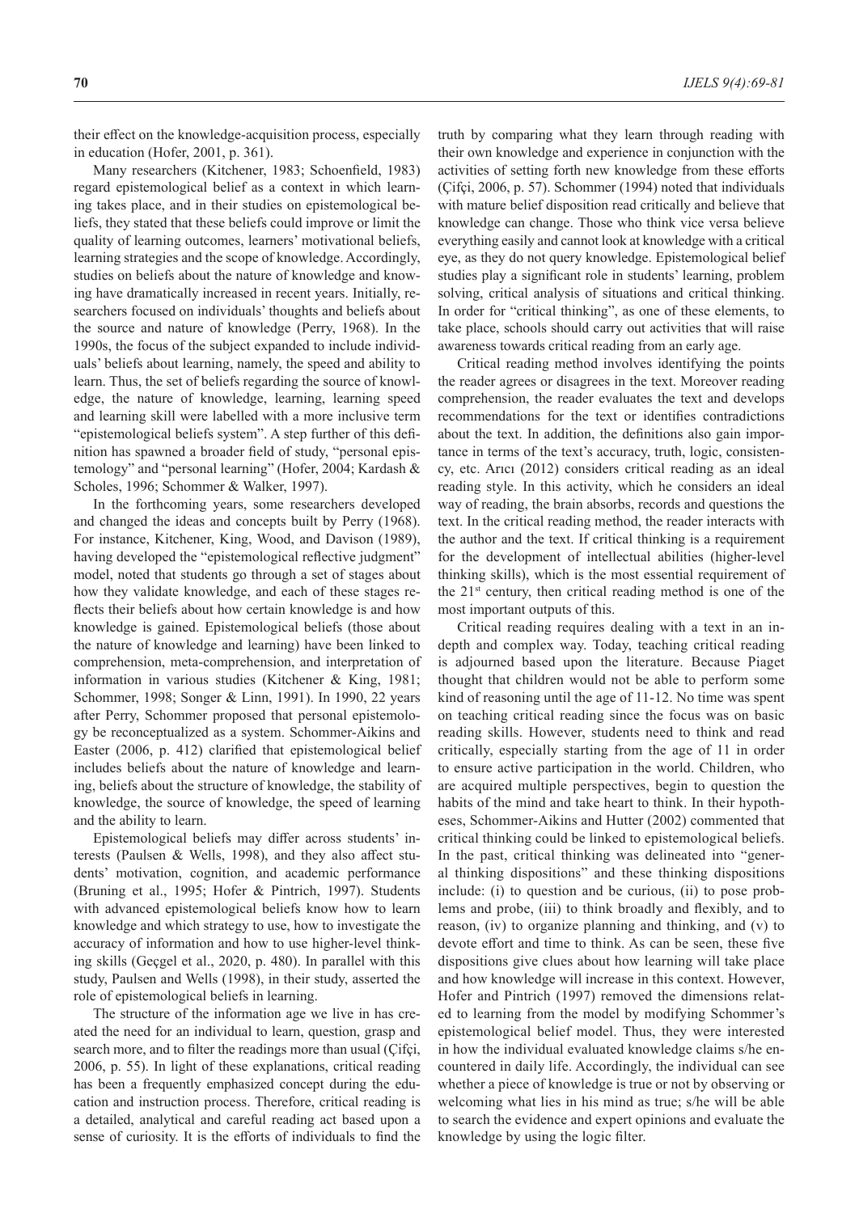their effect on the knowledge-acquisition process, especially in education (Hofer, 2001, p. 361).

Many researchers (Kitchener, 1983; Schoenfield, 1983) regard epistemological belief as a context in which learning takes place, and in their studies on epistemological beliefs, they stated that these beliefs could improve or limit the quality of learning outcomes, learners' motivational beliefs, learning strategies and the scope of knowledge. Accordingly, studies on beliefs about the nature of knowledge and knowing have dramatically increased in recent years. Initially, researchers focused on individuals' thoughts and beliefs about the source and nature of knowledge (Perry, 1968). In the 1990s, the focus of the subject expanded to include individuals' beliefs about learning, namely, the speed and ability to learn. Thus, the set of beliefs regarding the source of knowledge, the nature of knowledge, learning, learning speed and learning skill were labelled with a more inclusive term "epistemological beliefs system". A step further of this definition has spawned a broader field of study, "personal epistemology" and "personal learning" (Hofer, 2004; Kardash & Scholes, 1996; Schommer & Walker, 1997).

In the forthcoming years, some researchers developed and changed the ideas and concepts built by Perry (1968). For instance, Kitchener, King, Wood, and Davison (1989), having developed the "epistemological reflective judgment" model, noted that students go through a set of stages about how they validate knowledge, and each of these stages reflects their beliefs about how certain knowledge is and how knowledge is gained. Epistemological beliefs (those about the nature of knowledge and learning) have been linked to comprehension, meta-comprehension, and interpretation of information in various studies (Kitchener & King, 1981; Schommer, 1998; Songer & Linn, 1991). In 1990, 22 years after Perry, Schommer proposed that personal epistemology be reconceptualized as a system. Schommer-Aikins and Easter (2006, p. 412) clarified that epistemological belief includes beliefs about the nature of knowledge and learning, beliefs about the structure of knowledge, the stability of knowledge, the source of knowledge, the speed of learning and the ability to learn.

Epistemological beliefs may differ across students' interests (Paulsen & Wells, 1998), and they also affect students' motivation, cognition, and academic performance (Bruning et al., 1995; Hofer & Pintrich, 1997). Students with advanced epistemological beliefs know how to learn knowledge and which strategy to use, how to investigate the accuracy of information and how to use higher-level thinking skills (Geçgel et al., 2020, p. 480). In parallel with this study, Paulsen and Wells (1998), in their study, asserted the role of epistemological beliefs in learning.

The structure of the information age we live in has created the need for an individual to learn, question, grasp and search more, and to filter the readings more than usual (Çifçi, 2006, p. 55). In light of these explanations, critical reading has been a frequently emphasized concept during the education and instruction process. Therefore, critical reading is a detailed, analytical and careful reading act based upon a sense of curiosity. It is the efforts of individuals to find the truth by comparing what they learn through reading with their own knowledge and experience in conjunction with the activities of setting forth new knowledge from these efforts (Çifçi, 2006, p. 57). Schommer (1994) noted that individuals with mature belief disposition read critically and believe that knowledge can change. Those who think vice versa believe everything easily and cannot look at knowledge with a critical eye, as they do not query knowledge. Epistemological belief studies play a significant role in students' learning, problem solving, critical analysis of situations and critical thinking. In order for "critical thinking", as one of these elements, to take place, schools should carry out activities that will raise awareness towards critical reading from an early age.

Critical reading method involves identifying the points the reader agrees or disagrees in the text. Moreover reading comprehension, the reader evaluates the text and develops recommendations for the text or identifies contradictions about the text. In addition, the definitions also gain importance in terms of the text's accuracy, truth, logic, consistency, etc. Arıcı (2012) considers critical reading as an ideal reading style. In this activity, which he considers an ideal way of reading, the brain absorbs, records and questions the text. In the critical reading method, the reader interacts with the author and the text. If critical thinking is a requirement for the development of intellectual abilities (higher-level thinking skills), which is the most essential requirement of the 21st century, then critical reading method is one of the most important outputs of this.

Critical reading requires dealing with a text in an in-depth and complex way. Today, teaching critical reading is adjourned based upon the literature. Because Piaget thought that children would not be able to perform some kind of reasoning until the age of 11-12. No time was spent on teaching critical reading since the focus was on basic reading skills. However, students need to think and read critically, especially starting from the age of 11 in order to ensure active participation in the world. Children, who are acquired multiple perspectives, begin to question the habits of the mind and take heart to think. In their hypotheses, Schommer-Aikins and Hutter (2002) commented that critical thinking could be linked to epistemological beliefs. In the past, critical thinking was delineated into "general thinking dispositions" and these thinking dispositions include: (i) to question and be curious, (ii) to pose problems and probe, (iii) to think broadly and flexibly, and to reason, (iv) to organize planning and thinking, and (v) to devote effort and time to think. As can be seen, these five dispositions give clues about how learning will take place and how knowledge will increase in this context. However, Hofer and Pintrich (1997) removed the dimensions related to learning from the model by modifying Schommer's epistemological belief model. Thus, they were interested in how the individual evaluated knowledge claims s/he encountered in daily life. Accordingly, the individual can see whether a piece of knowledge is true or not by observing or welcoming what lies in his mind as true; s/he will be able to search the evidence and expert opinions and evaluate the knowledge by using the logic filter.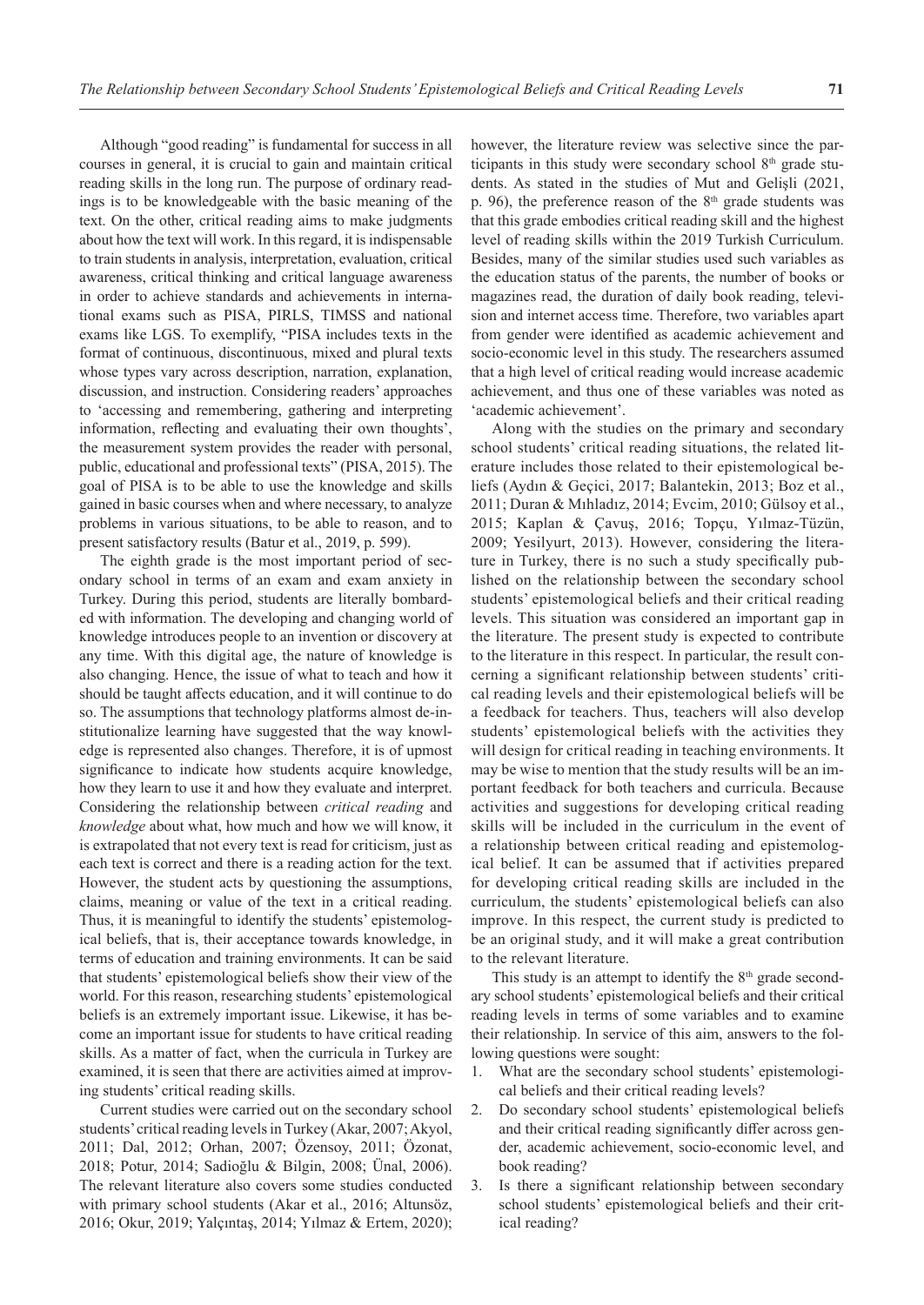Although "good reading" is fundamental for success in all courses in general, it is crucial to gain and maintain critical reading skills in the long run. The purpose of ordinary readings is to be knowledgeable with the basic meaning of the text. On the other, critical reading aims to make judgments about how the text will work. In this regard, it is indispensable to train students in analysis, interpretation, evaluation, critical awareness, critical thinking and critical language awareness in order to achieve standards and achievements in international exams such as PISA, PIRLS, TIMSS and national exams like LGS. To exemplify, "PISA includes texts in the format of continuous, discontinuous, mixed and plural texts whose types vary across description, narration, explanation, discussion, and instruction. Considering readers' approaches to 'accessing and remembering, gathering and interpreting information, reflecting and evaluating their own thoughts', the measurement system provides the reader with personal, public, educational and professional texts" (PISA, 2015). The goal of PISA is to be able to use the knowledge and skills gained in basic courses when and where necessary, to analyze problems in various situations, to be able to reason, and to present satisfactory results (Batur et al., 2019, p. 599).

The eighth grade is the most important period of secondary school in terms of an exam and exam anxiety in Turkey. During this period, students are literally bombarded with information. The developing and changing world of knowledge introduces people to an invention or discovery at any time. With this digital age, the nature of knowledge is also changing. Hence, the issue of what to teach and how it should be taught affects education, and it will continue to do so. The assumptions that technology platforms almost de-institutionalize learning have suggested that the way knowledge is represented also changes. Therefore, it is of upmost significance to indicate how students acquire knowledge, how they learn to use it and how they evaluate and interpret. Considering the relationship between *critical reading* and *knowledge* about what, how much and how we will know, it is extrapolated that not every text is read for criticism, just as each text is correct and there is a reading action for the text. However, the student acts by questioning the assumptions, claims, meaning or value of the text in a critical reading. Thus, it is meaningful to identify the students' epistemological beliefs, that is, their acceptance towards knowledge, in terms of education and training environments. It can be said that students' epistemological beliefs show their view of the world. For this reason, researching students' epistemological beliefs is an extremely important issue. Likewise, it has become an important issue for students to have critical reading skills. As a matter of fact, when the curricula in Turkey are examined, it is seen that there are activities aimed at improving students' critical reading skills.

Current studies were carried out on the secondary school students' critical reading levels in Turkey (Akar, 2007; Akyol, 2011; Dal, 2012; Orhan, 2007; Özensoy, 2011; Özonat, 2018; Potur, 2014; Sadioğlu & Bilgin, 2008; Ünal, 2006). The relevant literature also covers some studies conducted with primary school students (Akar et al., 2016; Altunsöz, 2016; Okur, 2019; Yalçıntaş, 2014; Yılmaz & Ertem, 2020); however, the literature review was selective since the participants in this study were secondary school 8th grade students. As stated in the studies of Mut and Gelişli (2021, p. 96), the preference reason of the 8th grade students was that this grade embodies critical reading skill and the highest level of reading skills within the 2019 Turkish Curriculum. Besides, many of the similar studies used such variables as the education status of the parents, the number of books or magazines read, the duration of daily book reading, television and internet access time. Therefore, two variables apart from gender were identified as academic achievement and socio-economic level in this study. The researchers assumed that a high level of critical reading would increase academic achievement, and thus one of these variables was noted as 'academic achievement'.

Along with the studies on the primary and secondary school students' critical reading situations, the related literature includes those related to their epistemological beliefs (Aydın & Geçici, 2017; Balantekin, 2013; Boz et al., 2011; Duran & Mıhladız, 2014; Evcim, 2010; Gülsoy et al., 2015; Kaplan & Çavuş, 2016; Topçu, Yılmaz-Tüzün, 2009; Yesilyurt, 2013). However, considering the literature in Turkey, there is no such a study specifically published on the relationship between the secondary school students' epistemological beliefs and their critical reading levels. This situation was considered an important gap in the literature. The present study is expected to contribute to the literature in this respect. In particular, the result concerning a significant relationship between students' critical reading levels and their epistemological beliefs will be a feedback for teachers. Thus, teachers will also develop students' epistemological beliefs with the activities they will design for critical reading in teaching environments. It may be wise to mention that the study results will be an important feedback for both teachers and curricula. Because activities and suggestions for developing critical reading skills will be included in the curriculum in the event of a relationship between critical reading and epistemological belief. It can be assumed that if activities prepared for developing critical reading skills are included in the curriculum, the students' epistemological beliefs can also improve. In this respect, the current study is predicted to be an original study, and it will make a great contribution to the relevant literature.

This study is an attempt to identify the 8th grade secondary school students' epistemological beliefs and their critical reading levels in terms of some variables and to examine their relationship. In service of this aim, answers to the following questions were sought:

1. What are the secondary school students' epistemological beliefs and their critical reading levels?
2. Do secondary school students' epistemological beliefs and their critical reading significantly differ across gender, academic achievement, socio-economic level, and book reading?
3. Is there a significant relationship between secondary school students' epistemological beliefs and their critical reading?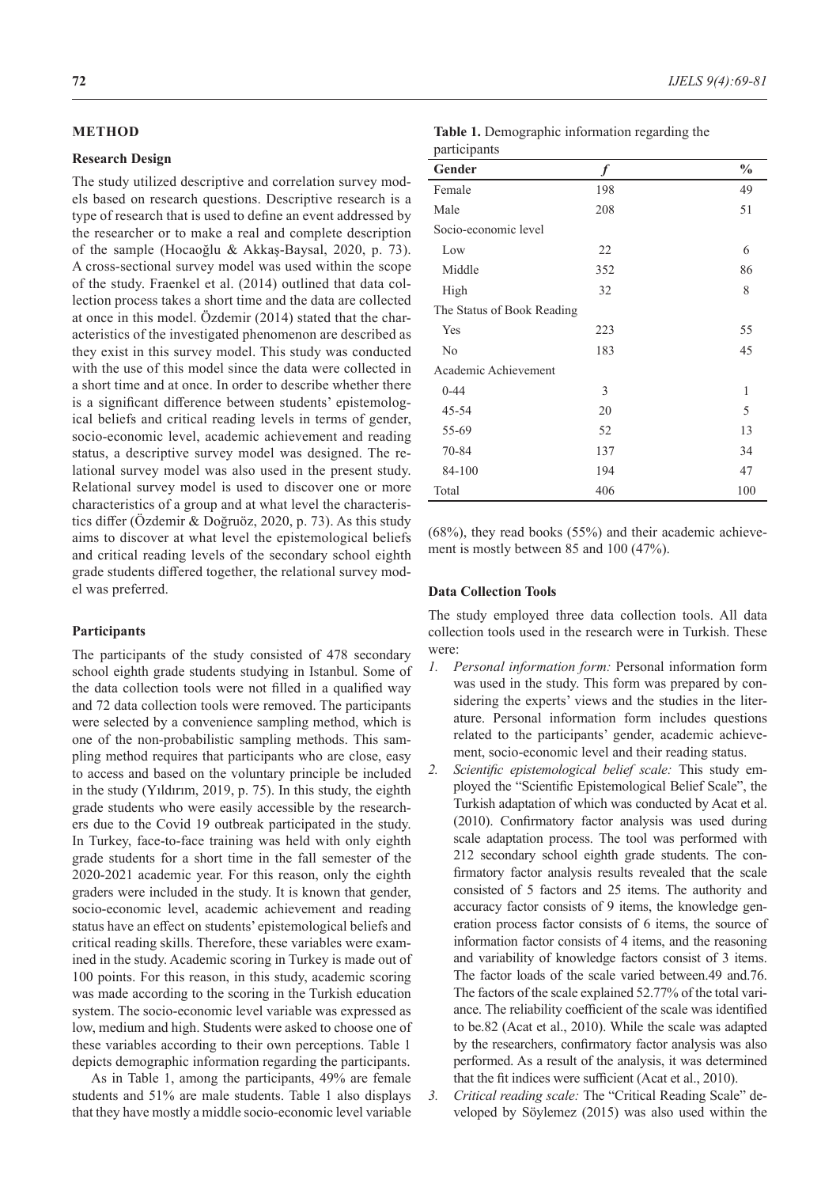## METHOD

### Research Design

The study utilized descriptive and correlation survey models based on research questions. Descriptive research is a type of research that is used to define an event addressed by the researcher or to make a real and complete description of the sample (Hocaoğlu & Akkaş-Baysal, 2020, p. 73). A cross-sectional survey model was used within the scope of the study. Fraenkel et al. (2014) outlined that data collection process takes a short time and the data are collected at once in this model. Özdemir (2014) stated that the characteristics of the investigated phenomenon are described as they exist in this survey model. This study was conducted with the use of this model since the data were collected in a short time and at once. In order to describe whether there is a significant difference between students' epistemological beliefs and critical reading levels in terms of gender, socio-economic level, academic achievement and reading status, a descriptive survey model was designed. The relational survey model was also used in the present study. Relational survey model is used to discover one or more characteristics of a group and at what level the characteristics differ (Özdemir & Doğruöz, 2020, p. 73). As this study aims to discover at what level the epistemological beliefs and critical reading levels of the secondary school eighth grade students differed together, the relational survey model was preferred.

### Participants

The participants of the study consisted of 478 secondary school eighth grade students studying in Istanbul. Some of the data collection tools were not filled in a qualified way and 72 data collection tools were removed. The participants were selected by a convenience sampling method, which is one of the non-probabilistic sampling methods. This sampling method requires that participants who are close, easy to access and based on the voluntary principle be included in the study (Yıldırım, 2019, p. 75). In this study, the eighth grade students who were easily accessible by the researchers due to the Covid 19 outbreak participated in the study. In Turkey, face-to-face training was held with only eighth grade students for a short time in the fall semester of the 2020-2021 academic year. For this reason, only the eighth graders were included in the study. It is known that gender, socio-economic level, academic achievement and reading status have an effect on students' epistemological beliefs and critical reading skills. Therefore, these variables were examined in the study. Academic scoring in Turkey is made out of 100 points. For this reason, in this study, academic scoring was made according to the scoring in the Turkish education system. The socio-economic level variable was expressed as low, medium and high. Students were asked to choose one of these variables according to their own perceptions. Table 1 depicts demographic information regarding the participants.

**Table 1.** Demographic information regarding the participants

| Gender | *f* | % |
|---|---|---|
| Female | 198 | 49 |
| Male | 208 | 51 |
| Socio-economic level | | |
| Low | 22 | 6 |
| Middle | 352 | 86 |
| High | 32 | 8 |
| The Status of Book Reading | | |
| Yes | 223 | 55 |
| No | 183 | 45 |
| Academic Achievement | | |
| 0-44 | 3 | 1 |
| 45-54 | 20 | 5 |
| 55-69 | 52 | 13 |
| 70-84 | 137 | 34 |
| 84-100 | 194 | 47 |
| Total | 406 | 100 |

As in Table 1, among the participants, 49% are female students and 51% are male students. Table 1 also displays that they have mostly a middle socio-economic level variable (68%), they read books (55%) and their academic achievement is mostly between 85 and 100 (47%).

### Data Collection Tools

The study employed three data collection tools. All data collection tools used in the research were in Turkish. These were:

1. *Personal information form:* Personal information form was used in the study. This form was prepared by considering the experts' views and the studies in the literature. Personal information form includes questions related to the participants' gender, academic achievement, socio-economic level and their reading status.
2. *Scientific epistemological belief scale:* This study employed the "Scientific Epistemological Belief Scale", the Turkish adaptation of which was conducted by Acat et al. (2010). Confirmatory factor analysis was used during scale adaptation process. The tool was performed with 212 secondary school eighth grade students. The confirmatory factor analysis results revealed that the scale consisted of 5 factors and 25 items. The authority and accuracy factor consists of 9 items, the knowledge generation process factor consists of 6 items, the source of information factor consists of 4 items, and the reasoning and variability of knowledge factors consist of 3 items. The factor loads of the scale varied between.49 and.76. The factors of the scale explained 52.77% of the total variance. The reliability coefficient of the scale was identified to be.82 (Acat et al., 2010). While the scale was adapted by the researchers, confirmatory factor analysis was also performed. As a result of the analysis, it was determined that the fit indices were sufficient (Acat et al., 2010).
3. *Critical reading scale:* The "Critical Reading Scale" developed by Söylemez (2015) was also used within the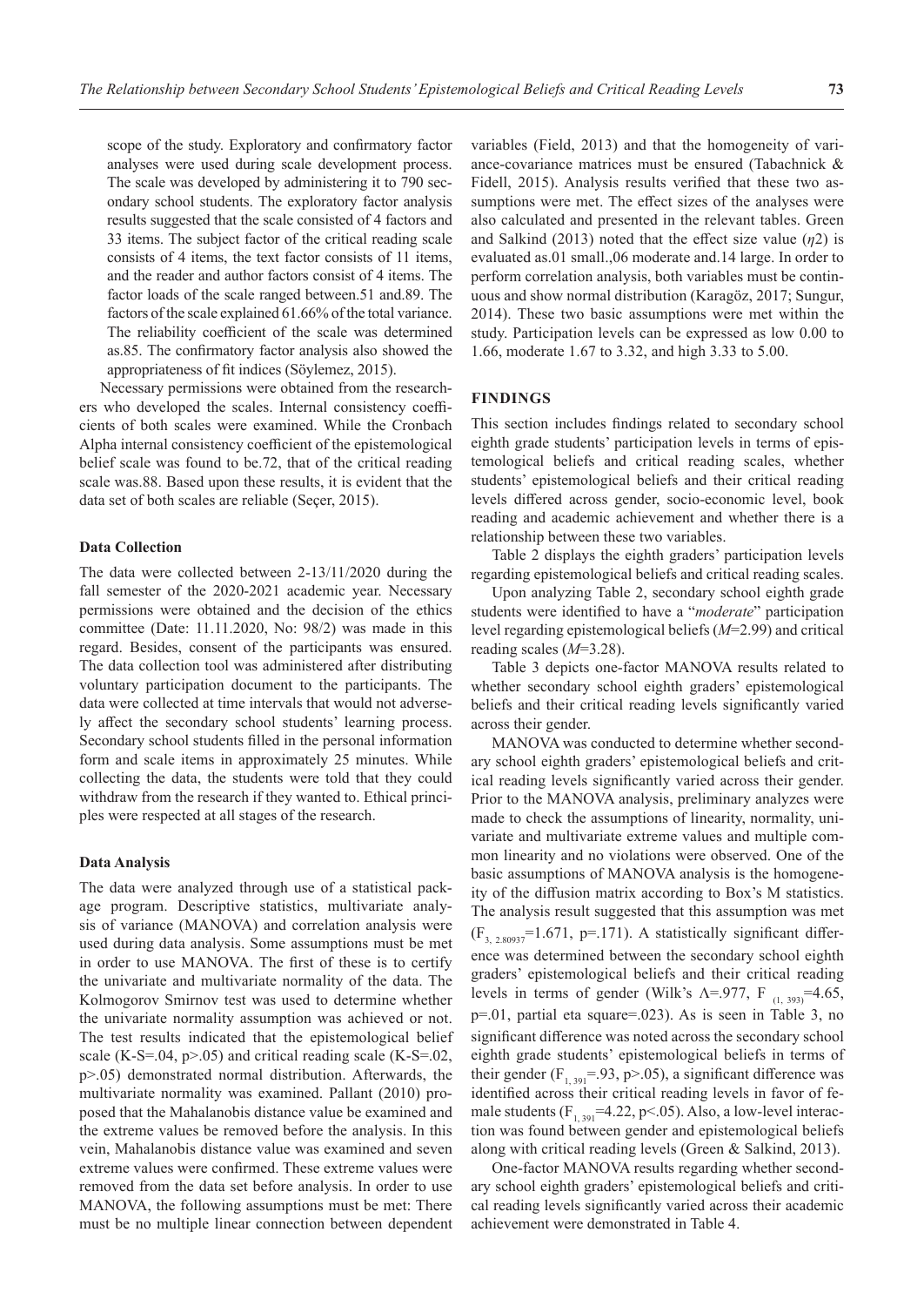scope of the study. Exploratory and confirmatory factor analyses were used during scale development process. The scale was developed by administering it to 790 secondary school students. The exploratory factor analysis results suggested that the scale consisted of 4 factors and 33 items. The subject factor of the critical reading scale consists of 4 items, the text factor consists of 11 items, and the reader and author factors consist of 4 items. The factor loads of the scale ranged between.51 and.89. The factors of the scale explained 61.66% of the total variance. The reliability coefficient of the scale was determined as.85. The confirmatory factor analysis also showed the appropriateness of fit indices (Söylemez, 2015).

Necessary permissions were obtained from the researchers who developed the scales. Internal consistency coefficients of both scales were examined. While the Cronbach Alpha internal consistency coefficient of the epistemological belief scale was found to be.72, that of the critical reading scale was.88. Based upon these results, it is evident that the data set of both scales are reliable (Seçer, 2015).

### Data Collection

The data were collected between 2-13/11/2020 during the fall semester of the 2020-2021 academic year. Necessary permissions were obtained and the decision of the ethics committee (Date: 11.11.2020, No: 98/2) was made in this regard. Besides, consent of the participants was ensured. The data collection tool was administered after distributing voluntary participation document to the participants. The data were collected at time intervals that would not adversely affect the secondary school students' learning process. Secondary school students filled in the personal information form and scale items in approximately 25 minutes. While collecting the data, the students were told that they could withdraw from the research if they wanted to. Ethical principles were respected at all stages of the research.

### Data Analysis

The data were analyzed through use of a statistical package program. Descriptive statistics, multivariate analysis of variance (MANOVA) and correlation analysis were used during data analysis. Some assumptions must be met in order to use MANOVA. The first of these is to certify the univariate and multivariate normality of the data. The Kolmogorov Smirnov test was used to determine whether the univariate normality assumption was achieved or not. The test results indicated that the epistemological belief scale (K-S=.04, $p>.05$) and critical reading scale (K-S=.02, $p>.05$) demonstrated normal distribution. Afterwards, the multivariate normality was examined. Pallant (2010) proposed that the Mahalanobis distance value be examined and the extreme values be removed before the analysis. In this vein, Mahalanobis distance value was examined and seven extreme values were confirmed. These extreme values were removed from the data set before analysis. In order to use MANOVA, the following assumptions must be met: There must be no multiple linear connection between dependent variables (Field, 2013) and that the homogeneity of variance-covariance matrices must be ensured (Tabachnick & Fidell, 2015). Analysis results verified that these two assumptions were met. The effect sizes of the analyses were also calculated and presented in the relevant tables. Green and Salkind (2013) noted that the effect size value ($\eta 2$) is evaluated as.01 small.,06 moderate and.14 large. In order to perform correlation analysis, both variables must be continuous and show normal distribution (Karagöz, 2017; Sungur, 2014). These two basic assumptions were met within the study. Participation levels can be expressed as low 0.00 to 1.66, moderate 1.67 to 3.32, and high 3.33 to 5.00.

## FINDINGS

This section includes findings related to secondary school eighth grade students' participation levels in terms of epistemological beliefs and critical reading scales, whether students' epistemological beliefs and their critical reading levels differed across gender, socio-economic level, book reading and academic achievement and whether there is a relationship between these two variables.

Table 2 displays the eighth graders' participation levels regarding epistemological beliefs and critical reading scales.

Upon analyzing Table 2, secondary school eighth grade students were identified to have a "*moderate*" participation level regarding epistemological beliefs ($M$=2.99) and critical reading scales ($M$=3.28).

Table 3 depicts one-factor MANOVA results related to whether secondary school eighth graders' epistemological beliefs and their critical reading levels significantly varied across their gender.

MANOVA was conducted to determine whether secondary school eighth graders' epistemological beliefs and critical reading levels significantly varied across their gender. Prior to the MANOVA analysis, preliminary analyzes were made to check the assumptions of linearity, normality, univariate and multivariate extreme values and multiple common linearity and no violations were observed. One of the basic assumptions of MANOVA analysis is the homogeneity of the diffusion matrix according to Box's M statistics. The analysis result suggested that this assumption was met ($F_{3,\ 2.80937}=1.671$, $p=.171$). A statistically significant difference was determined between the secondary school eighth graders' epistemological beliefs and their critical reading levels in terms of gender (Wilk's $\Lambda=.977$, $F_{(1,\ 393)}=4.65$, $p=.01$, partial eta square=.023). As is seen in Table 3, no significant difference was noted across the secondary school eighth grade students' epistemological beliefs in terms of their gender ($F_{1,\ 391}=.93$, $p>.05$), a significant difference was identified across their critical reading levels in favor of female students ($F_{1,\ 391}=4.22$, $p<.05$). Also, a low-level interaction was found between gender and epistemological beliefs along with critical reading levels (Green & Salkind, 2013).

One-factor MANOVA results regarding whether secondary school eighth graders' epistemological beliefs and critical reading levels significantly varied across their academic achievement were demonstrated in Table 4.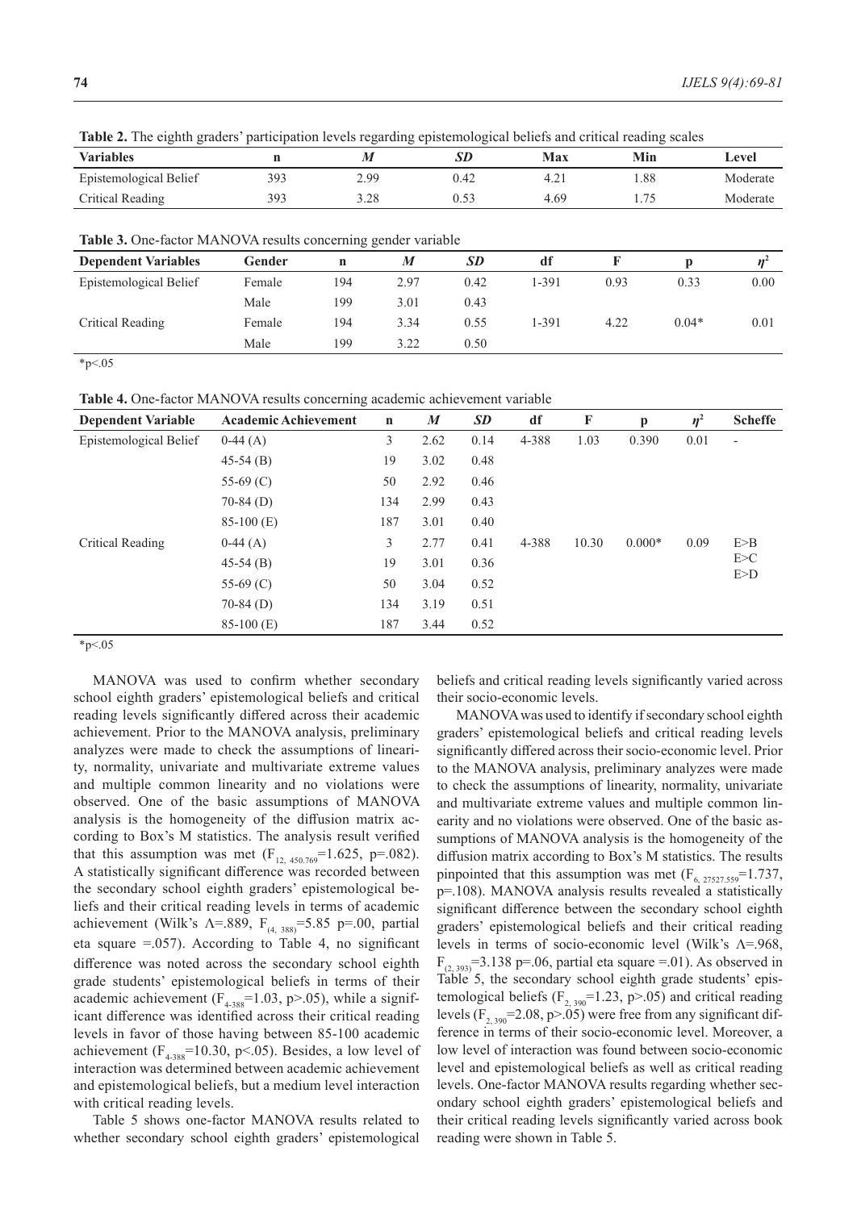**Table 2.** The eighth graders' participation levels regarding epistemological beliefs and critical reading scales

| Variables | n | *M* | *SD* | Max | Min | Level |
|---|---|---|---|---|---|---|
| Epistemological Belief | 393 | 2.99 | 0.42 | 4.21 | 1.88 | Moderate |
| Critical Reading | 393 | 3.28 | 0.53 | 4.69 | 1.75 | Moderate |

**Table 3.** One-factor MANOVA results concerning gender variable

| Dependent Variables | Gender | n | *M* | *SD* | df | F | p | $\eta^2$ |
|---|---|---|---|---|---|---|---|---|
| Epistemological Belief | Female | 194 | 2.97 | 0.42 | 1-391 | 0.93 | 0.33 | 0.00 |
| | Male | 199 | 3.01 | 0.43 | | | | |
| Critical Reading | Female | 194 | 3.34 | 0.55 | 1-391 | 4.22 | 0.04* | 0.01 |
| | Male | 199 | 3.22 | 0.50 | | | | |

*p<.05

**Table 4.** One-factor MANOVA results concerning academic achievement variable

| Dependent Variable | Academic Achievement | n | *M* | *SD* | df | F | p | $\eta^2$ | Scheffe |
|---|---|---|---|---|---|---|---|---|---|
| Epistemological Belief | 0-44 (A) | 3 | 2.62 | 0.14 | 4-388 | 1.03 | 0.390 | 0.01 | - |
| | 45-54 (B) | 19 | 3.02 | 0.48 | | | | | |
| | 55-69 (C) | 50 | 2.92 | 0.46 | | | | | |
| | 70-84 (D) | 134 | 2.99 | 0.43 | | | | | |
| | 85-100 (E) | 187 | 3.01 | 0.40 | | | | | |
| Critical Reading | 0-44 (A) | 3 | 2.77 | 0.41 | 4-388 | 10.30 | 0.000* | 0.09 | E>B E>C E>D |
| | 45-54 (B) | 19 | 3.01 | 0.36 | | | | | |
| | 55-69 (C) | 50 | 3.04 | 0.52 | | | | | |
| | 70-84 (D) | 134 | 3.19 | 0.51 | | | | | |
| | 85-100 (E) | 187 | 3.44 | 0.52 | | | | | |

*p<.05

MANOVA was used to confirm whether secondary school eighth graders' epistemological beliefs and critical reading levels significantly differed across their academic achievement. Prior to the MANOVA analysis, preliminary analyzes were made to check the assumptions of linearity, normality, univariate and multivariate extreme values and multiple common linearity and no violations were observed. One of the basic assumptions of MANOVA analysis is the homogeneity of the diffusion matrix according to Box's M statistics. The analysis result verified that this assumption was met ($F_{12, 450.769}$=1.625, p=.082). A statistically significant difference was recorded between the secondary school eighth graders' epistemological beliefs and their critical reading levels in terms of academic achievement (Wilk's Λ=.889, $F_{(4, 388)}$=5.85 p=.00, partial eta square =.057). According to Table 4, no significant difference was noted across the secondary school eighth grade students' epistemological beliefs in terms of their academic achievement ($F_{4\text{-}388}$=1.03, p>.05), while a significant difference was identified across their critical reading levels in favor of those having between 85-100 academic achievement ($F_{4\text{-}388}$=10.30, p<.05). Besides, a low level of interaction was determined between academic achievement and epistemological beliefs, but a medium level interaction with critical reading levels.

Table 5 shows one-factor MANOVA results related to whether secondary school eighth graders' epistemological beliefs and critical reading levels significantly varied across their socio-economic levels.

MANOVA was used to identify if secondary school eighth graders' epistemological beliefs and critical reading levels significantly differed across their socio-economic level. Prior to the MANOVA analysis, preliminary analyzes were made to check the assumptions of linearity, normality, univariate and multivariate extreme values and multiple common linearity and no violations were observed. One of the basic assumptions of MANOVA analysis is the homogeneity of the diffusion matrix according to Box's M statistics. The results pinpointed that this assumption was met ($F_{6, 27527.559}$=1.737, p=.108). MANOVA analysis results revealed a statistically significant difference between the secondary school eighth graders' epistemological beliefs and their critical reading levels in terms of socio-economic level (Wilk's Λ=.968, $F_{(2, 393)}$=3.138 p=.06, partial eta square =.01). As observed in Table 5, the secondary school eighth grade students' epistemological beliefs ($F_{2, 390}$=1.23, p>.05) and critical reading levels ($F_{2, 390}$=2.08, p>.05) were free from any significant difference in terms of their socio-economic level. Moreover, a low level of interaction was found between socio-economic level and epistemological beliefs as well as critical reading levels. One-factor MANOVA results regarding whether secondary school eighth graders' epistemological beliefs and their critical reading levels significantly varied across book reading were shown in Table 5.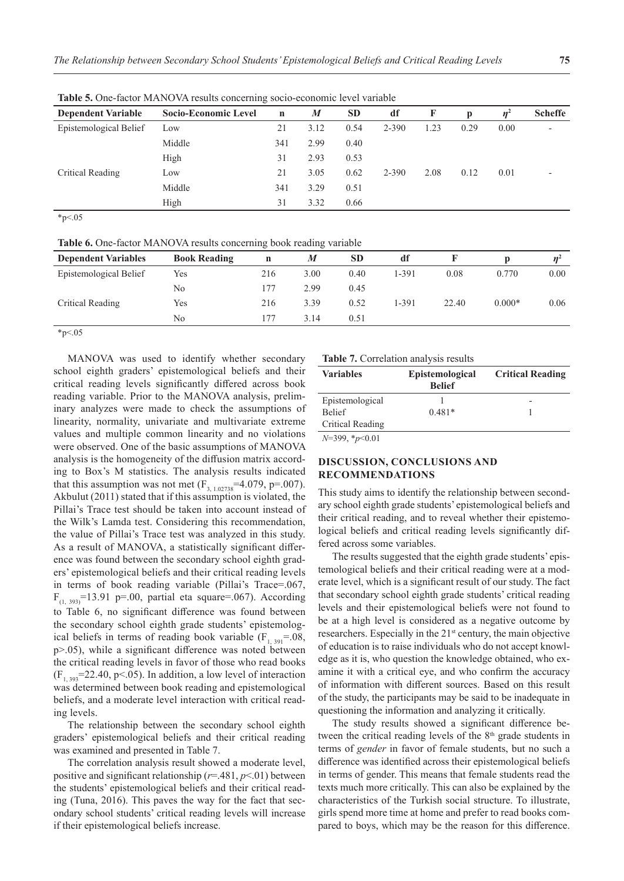**Table 5.** One-factor MANOVA results concerning socio-economic level variable

| Dependent Variable | Socio-Economic Level | n | *M* | SD | df | F | p | $\eta^2$ | Scheffe |
|---|---|---|---|---|---|---|---|---|---|
| Epistemological Belief | Low | 21 | 3.12 | 0.54 | 2-390 | 1.23 | 0.29 | 0.00 | - |
| | Middle | 341 | 2.99 | 0.40 | | | | | |
| | High | 31 | 2.93 | 0.53 | | | | | |
| Critical Reading | Low | 21 | 3.05 | 0.62 | 2-390 | 2.08 | 0.12 | 0.01 | - |
| | Middle | 341 | 3.29 | 0.51 | | | | | |
| | High | 31 | 3.32 | 0.66 | | | | | |

*p<.05

**Table 6.** One-factor MANOVA results concerning book reading variable

| Dependent Variables | Book Reading | n | *M* | SD | df | F | p | $\eta^2$ |
|---|---|---|---|---|---|---|---|---|
| Epistemological Belief | Yes | 216 | 3.00 | 0.40 | 1-391 | 0.08 | 0.770 | 0.00 |
| | No | 177 | 2.99 | 0.45 | | | | |
| Critical Reading | Yes | 216 | 3.39 | 0.52 | 1-391 | 22.40 | 0.000* | 0.06 |
| | No | 177 | 3.14 | 0.51 | | | | |

*p<.05

MANOVA was used to identify whether secondary school eighth graders' epistemological beliefs and their critical reading levels significantly differed across book reading variable. Prior to the MANOVA analysis, preliminary analyzes were made to check the assumptions of linearity, normality, univariate and multivariate extreme values and multiple common linearity and no violations were observed. One of the basic assumptions of MANOVA analysis is the homogeneity of the diffusion matrix according to Box's M statistics. The analysis results indicated that this assumption was not met ($F_{3,\ 1.02738}$=4.079, p=.007). Akbulut (2011) stated that if this assumption is violated, the Pillai's Trace test should be taken into account instead of the Wilk's Lamda test. Considering this recommendation, the value of Pillai's Trace test was analyzed in this study. As a result of MANOVA, a statistically significant difference was found between the secondary school eighth graders' epistemological beliefs and their critical reading levels in terms of book reading variable (Pillai's Trace=.067, $F_{(1,\ 393)}$=13.91 p=.00, partial eta square=.067). According to Table 6, no significant difference was found between the secondary school eighth grade students' epistemological beliefs in terms of reading book variable ($F_{1,\ 391}$=.08, p>.05), while a significant difference was noted between the critical reading levels in favor of those who read books ($F_{1,\ 393}$=22.40, p<.05). In addition, a low level of interaction was determined between book reading and epistemological beliefs, and a moderate level interaction with critical reading levels.

The relationship between the secondary school eighth graders' epistemological beliefs and their critical reading was examined and presented in Table 7.

The correlation analysis result showed a moderate level, positive and significant relationship (*r*=.481, *p*<.01) between the students' epistemological beliefs and their critical reading (Tuna, 2016). This paves the way for the fact that secondary school students' critical reading levels will increase if their epistemological beliefs increase.

**Table 7.** Correlation analysis results

| Variables | Epistemological Belief | Critical Reading |
|---|---|---|
| Epistemological Belief | 1 | - |
| Critical Reading | 0.481* | 1 |

*N*=399, **p*<0.01

## DISCUSSION, CONCLUSIONS AND RECOMMENDATIONS

This study aims to identify the relationship between secondary school eighth grade students' epistemological beliefs and their critical reading, and to reveal whether their epistemological beliefs and critical reading levels significantly differed across some variables.

The results suggested that the eighth grade students' epistemological beliefs and their critical reading were at a moderate level, which is a significant result of our study. The fact that secondary school eighth grade students' critical reading levels and their epistemological beliefs were not found to be at a high level is considered as a negative outcome by researchers. Especially in the 21st century, the main objective of education is to raise individuals who do not accept knowledge as it is, who question the knowledge obtained, who examine it with a critical eye, and who confirm the accuracy of information with different sources. Based on this result of the study, the participants may be said to be inadequate in questioning the information and analyzing it critically.

The study results showed a significant difference between the critical reading levels of the 8th grade students in terms of *gender* in favor of female students, but no such a difference was identified across their epistemological beliefs in terms of gender. This means that female students read the texts much more critically. This can also be explained by the characteristics of the Turkish social structure. To illustrate, girls spend more time at home and prefer to read books compared to boys, which may be the reason for this difference.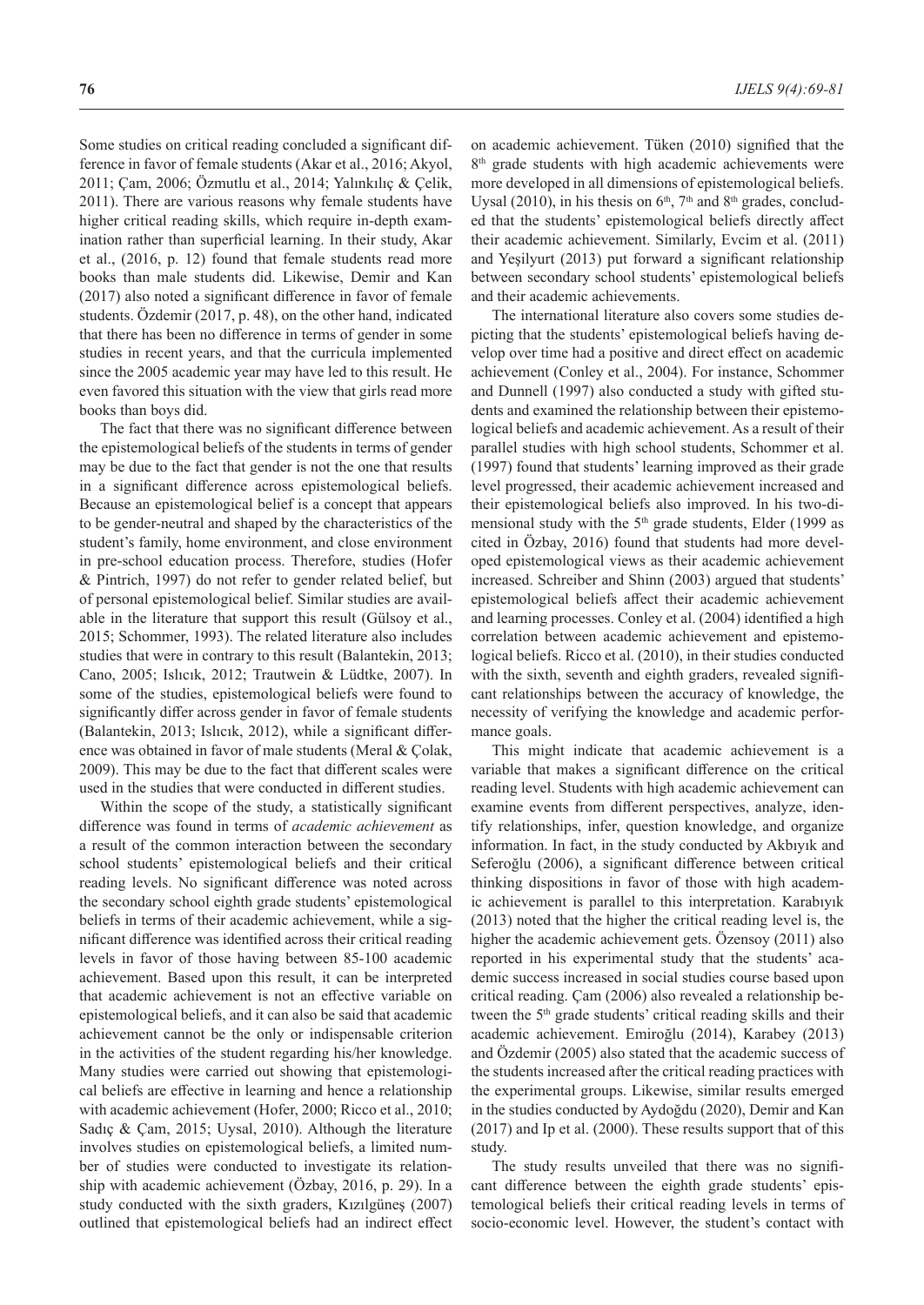Some studies on critical reading concluded a significant difference in favor of female students (Akar et al., 2016; Akyol, 2011; Çam, 2006; Özmutlu et al., 2014; Yalınkılıç & Çelik, 2011). There are various reasons why female students have higher critical reading skills, which require in-depth examination rather than superficial learning. In their study, Akar et al., (2016, p. 12) found that female students read more books than male students did. Likewise, Demir and Kan (2017) also noted a significant difference in favor of female students. Özdemir (2017, p. 48), on the other hand, indicated that there has been no difference in terms of gender in some studies in recent years, and that the curricula implemented since the 2005 academic year may have led to this result. He even favored this situation with the view that girls read more books than boys did.

The fact that there was no significant difference between the epistemological beliefs of the students in terms of gender may be due to the fact that gender is not the one that results in a significant difference across epistemological beliefs. Because an epistemological belief is a concept that appears to be gender-neutral and shaped by the characteristics of the student's family, home environment, and close environment in pre-school education process. Therefore, studies (Hofer & Pintrich, 1997) do not refer to gender related belief, but of personal epistemological belief. Similar studies are available in the literature that support this result (Gülsoy et al., 2015; Schommer, 1993). The related literature also includes studies that were in contrary to this result (Balantekin, 2013; Cano, 2005; Islıcık, 2012; Trautwein & Lüdtke, 2007). In some of the studies, epistemological beliefs were found to significantly differ across gender in favor of female students (Balantekin, 2013; Islıcık, 2012), while a significant difference was obtained in favor of male students (Meral & Çolak, 2009). This may be due to the fact that different scales were used in the studies that were conducted in different studies.

Within the scope of the study, a statistically significant difference was found in terms of *academic achievement* as a result of the common interaction between the secondary school students' epistemological beliefs and their critical reading levels. No significant difference was noted across the secondary school eighth grade students' epistemological beliefs in terms of their academic achievement, while a significant difference was identified across their critical reading levels in favor of those having between 85-100 academic achievement. Based upon this result, it can be interpreted that academic achievement is not an effective variable on epistemological beliefs, and it can also be said that academic achievement cannot be the only or indispensable criterion in the activities of the student regarding his/her knowledge. Many studies were carried out showing that epistemological beliefs are effective in learning and hence a relationship with academic achievement (Hofer, 2000; Ricco et al., 2010; Sadıç & Çam, 2015; Uysal, 2010). Although the literature involves studies on epistemological beliefs, a limited number of studies were conducted to investigate its relationship with academic achievement (Özbay, 2016, p. 29). In a study conducted with the sixth graders, Kızılgüneş (2007) outlined that epistemological beliefs had an indirect effect on academic achievement. Tüken (2010) signified that the 8th grade students with high academic achievements were more developed in all dimensions of epistemological beliefs. Uysal (2010), in his thesis on 6th, 7th and 8th grades, concluded that the students' epistemological beliefs directly affect their academic achievement. Similarly, Evcim et al. (2011) and Yeşilyurt (2013) put forward a significant relationship between secondary school students' epistemological beliefs and their academic achievements.

The international literature also covers some studies depicting that the students' epistemological beliefs having develop over time had a positive and direct effect on academic achievement (Conley et al., 2004). For instance, Schommer and Dunnell (1997) also conducted a study with gifted students and examined the relationship between their epistemological beliefs and academic achievement. As a result of their parallel studies with high school students, Schommer et al. (1997) found that students' learning improved as their grade level progressed, their academic achievement increased and their epistemological beliefs also improved. In his two-dimensional study with the 5th grade students, Elder (1999 as cited in Özbay, 2016) found that students had more developed epistemological views as their academic achievement increased. Schreiber and Shinn (2003) argued that students' epistemological beliefs affect their academic achievement and learning processes. Conley et al. (2004) identified a high correlation between academic achievement and epistemological beliefs. Ricco et al. (2010), in their studies conducted with the sixth, seventh and eighth graders, revealed significant relationships between the accuracy of knowledge, the necessity of verifying the knowledge and academic performance goals.

This might indicate that academic achievement is a variable that makes a significant difference on the critical reading level. Students with high academic achievement can examine events from different perspectives, analyze, identify relationships, infer, question knowledge, and organize information. In fact, in the study conducted by Akbıyık and Seferoğlu (2006), a significant difference between critical thinking dispositions in favor of those with high academic achievement is parallel to this interpretation. Karabıyık (2013) noted that the higher the critical reading level is, the higher the academic achievement gets. Özensoy (2011) also reported in his experimental study that the students' academic success increased in social studies course based upon critical reading. Çam (2006) also revealed a relationship between the 5th grade students' critical reading skills and their academic achievement. Emiroğlu (2014), Karabey (2013) and Özdemir (2005) also stated that the academic success of the students increased after the critical reading practices with the experimental groups. Likewise, similar results emerged in the studies conducted by Aydoğdu (2020), Demir and Kan (2017) and Ip et al. (2000). These results support that of this study.

The study results unveiled that there was no significant difference between the eighth grade students' epistemological beliefs their critical reading levels in terms of socio-economic level. However, the student's contact with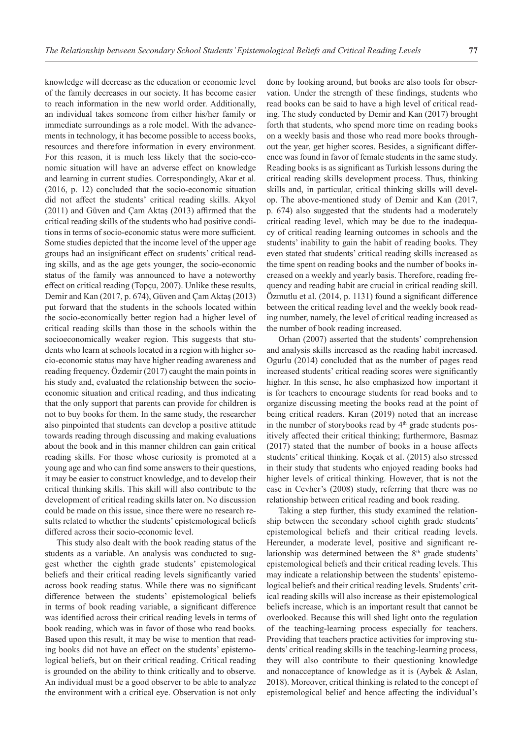knowledge will decrease as the education or economic level of the family decreases in our society. It has become easier to reach information in the new world order. Additionally, an individual takes someone from either his/her family or immediate surroundings as a role model. With the advancements in technology, it has become possible to access books, resources and therefore information in every environment. For this reason, it is much less likely that the socio-economic situation will have an adverse effect on knowledge and learning in current studies. Correspondingly, Akar et al. (2016, p. 12) concluded that the socio-economic situation did not affect the students' critical reading skills. Akyol (2011) and Güven and Çam Aktaş (2013) affirmed that the critical reading skills of the students who had positive conditions in terms of socio-economic status were more sufficient. Some studies depicted that the income level of the upper age groups had an insignificant effect on students' critical reading skills, and as the age gets younger, the socio-economic status of the family was announced to have a noteworthy effect on critical reading (Topçu, 2007). Unlike these results, Demir and Kan (2017, p. 674), Güven and Çam Aktaş (2013) put forward that the students in the schools located within the socio-economically better region had a higher level of critical reading skills than those in the schools within the socioeconomically weaker region. This suggests that students who learn at schools located in a region with higher socio-economic status may have higher reading awareness and reading frequency. Özdemir (2017) caught the main points in his study and, evaluated the relationship between the socioeconomic situation and critical reading, and thus indicating that the only support that parents can provide for children is not to buy books for them. In the same study, the researcher also pinpointed that students can develop a positive attitude towards reading through discussing and making evaluations about the book and in this manner children can gain critical reading skills. For those whose curiosity is promoted at a young age and who can find some answers to their questions, it may be easier to construct knowledge, and to develop their critical thinking skills. This skill will also contribute to the development of critical reading skills later on. No discussion could be made on this issue, since there were no research results related to whether the students' epistemological beliefs differed across their socio-economic level.

This study also dealt with the book reading status of the students as a variable. An analysis was conducted to suggest whether the eighth grade students' epistemological beliefs and their critical reading levels significantly varied across book reading status. While there was no significant difference between the students' epistemological beliefs in terms of book reading variable, a significant difference was identified across their critical reading levels in terms of book reading, which was in favor of those who read books. Based upon this result, it may be wise to mention that reading books did not have an effect on the students' epistemological beliefs, but on their critical reading. Critical reading is grounded on the ability to think critically and to observe. An individual must be a good observer to be able to analyze the environment with a critical eye. Observation is not only done by looking around, but books are also tools for observation. Under the strength of these findings, students who read books can be said to have a high level of critical reading. The study conducted by Demir and Kan (2017) brought forth that students, who spend more time on reading books on a weekly basis and those who read more books throughout the year, get higher scores. Besides, a significant difference was found in favor of female students in the same study. Reading books is as significant as Turkish lessons during the critical reading skills development process. Thus, thinking skills and, in particular, critical thinking skills will develop. The above-mentioned study of Demir and Kan (2017, p. 674) also suggested that the students had a moderately critical reading level, which may be due to the inadequacy of critical reading learning outcomes in schools and the students' inability to gain the habit of reading books. They even stated that students' critical reading skills increased as the time spent on reading books and the number of books increased on a weekly and yearly basis. Therefore, reading frequency and reading habit are crucial in critical reading skill. Özmutlu et al. (2014, p. 1131) found a significant difference between the critical reading level and the weekly book reading number, namely, the level of critical reading increased as the number of book reading increased.

Orhan (2007) asserted that the students' comprehension and analysis skills increased as the reading habit increased. Ogurlu (2014) concluded that as the number of pages read increased students' critical reading scores were significantly higher. In this sense, he also emphasized how important it is for teachers to encourage students for read books and to organize discussing meeting the books read at the point of being critical readers. Kıran (2019) noted that an increase in the number of storybooks read by 4th grade students positively affected their critical thinking; furthermore, Basmaz (2017) stated that the number of books in a house affects students' critical thinking. Koçak et al. (2015) also stressed in their study that students who enjoyed reading books had higher levels of critical thinking. However, that is not the case in Cevher's (2008) study, referring that there was no relationship between critical reading and book reading.

Taking a step further, this study examined the relationship between the secondary school eighth grade students' epistemological beliefs and their critical reading levels. Hereunder, a moderate level, positive and significant relationship was determined between the 8th grade students' epistemological beliefs and their critical reading levels. This may indicate a relationship between the students' epistemological beliefs and their critical reading levels. Students' critical reading skills will also increase as their epistemological beliefs increase, which is an important result that cannot be overlooked. Because this will shed light onto the regulation of the teaching-learning process especially for teachers. Providing that teachers practice activities for improving students' critical reading skills in the teaching-learning process, they will also contribute to their questioning knowledge and nonacceptance of knowledge as it is (Aybek & Aslan, 2018). Moreover, critical thinking is related to the concept of epistemological belief and hence affecting the individual's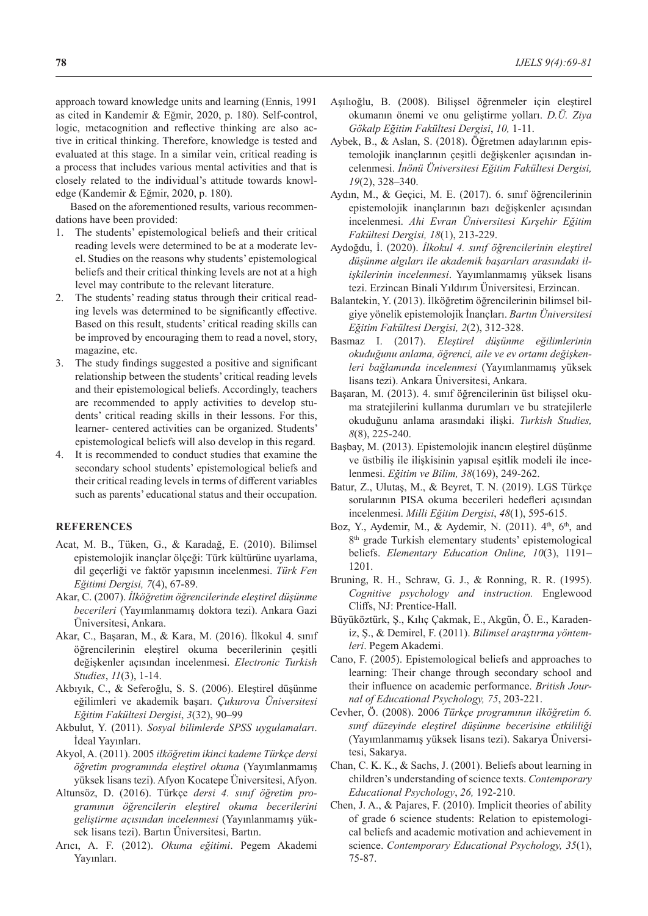approach toward knowledge units and learning (Ennis, 1991 as cited in Kandemir & Eğmir, 2020, p. 180). Self-control, logic, metacognition and reflective thinking are also active in critical thinking. Therefore, knowledge is tested and evaluated at this stage. In a similar vein, critical reading is a process that includes various mental activities and that is closely related to the individual's attitude towards knowledge (Kandemir & Eğmir, 2020, p. 180).

Based on the aforementioned results, various recommendations have been provided:

1. The students' epistemological beliefs and their critical reading levels were determined to be at a moderate level. Studies on the reasons why students' epistemological beliefs and their critical thinking levels are not at a high level may contribute to the relevant literature.
2. The students' reading status through their critical reading levels was determined to be significantly effective. Based on this result, students' critical reading skills can be improved by encouraging them to read a novel, story, magazine, etc.
3. The study findings suggested a positive and significant relationship between the students' critical reading levels and their epistemological beliefs. Accordingly, teachers are recommended to apply activities to develop students' critical reading skills in their lessons. For this, learner- centered activities can be organized. Students' epistemological beliefs will also develop in this regard.
4. It is recommended to conduct studies that examine the secondary school students' epistemological beliefs and their critical reading levels in terms of different variables such as parents' educational status and their occupation.

## REFERENCES

Acat, M. B., Tüken, G., & Karadağ, E. (2010). Bilimsel epistemolojik inançlar ölçeği: Türk kültürüne uyarlama, dil geçerliği ve faktör yapısının incelenmesi. *Türk Fen Eğitimi Dergisi, 7*(4), 67-89.

Akar, C. (2007). *İlköğretim öğrencilerinde eleştirel düşünme becerileri* (Yayımlanmamış doktora tezi). Ankara Gazi Üniversitesi, Ankara.

Akar, C., Başaran, M., & Kara, M. (2016). İlkokul 4. sınıf öğrencilerinin eleştirel okuma becerilerinin çeşitli değişkenler açısından incelenmesi. *Electronic Turkish Studies*, *11*(3), 1-14.

Akbıyık, C., & Seferoğlu, S. S. (2006). Eleştirel düşünme eğilimleri ve akademik başarı. *Çukurova Üniversitesi Eğitim Fakültesi Dergisi*, *3*(32), 90–99

Akbulut, Y. (2011). *Sosyal bilimlerde SPSS uygulamaları*. İdeal Yayınları.

Akyol, A. (2011). 2005 *ilköğretim ikinci kademe Türkçe dersi öğretim programında eleştirel okuma* (Yayımlanmamış yüksek lisans tezi). Afyon Kocatepe Üniversitesi, Afyon.

Altunsöz, D. (2016). Türkçe *dersi 4. sınıf öğretim programının öğrencilerin eleştirel okuma becerilerini geliştirme açısından incelenmesi* (Yayınlanmamış yüksek lisans tezi). Bartın Üniversitesi, Bartın.

Arıcı, A. F. (2012). *Okuma eğitimi*. Pegem Akademi Yayınları.

Aşılıoğlu, B. (2008). Bilişsel öğrenmeler için eleştirel okumanın önemi ve onu geliştirme yolları. *D.Ü. Ziya Gökalp Eğitim Fakültesi Dergisi*, *10,* 1-11.

Aybek, B., & Aslan, S. (2018). Öğretmen adaylarının epistemolojik inançlarının çeşitli değişkenler açısından incelenmesi. *İnönü Üniversitesi Eğitim Fakültesi Dergisi, 19*(2), 328–340.

Aydın, M., & Geçici, M. E. (2017). 6. sınıf öğrencilerinin epistemolojik inançlarının bazı değişkenler açısından incelenmesi. *Ahi Evran Üniversitesi Kırşehir Eğitim Fakültesi Dergisi, 18*(1), 213-229.

Aydoğdu, İ. (2020). *İlkokul 4. sınıf öğrencilerinin eleştirel düşünme algıları ile akademik başarıları arasındaki ilişkilerinin incelenmesi*. Yayımlanmamış yüksek lisans tezi. Erzincan Binali Yıldırım Üniversitesi, Erzincan.

Balantekin, Y. (2013). İlköğretim öğrencilerinin bilimsel bilgiye yönelik epistemolojik İnançları. *Bartın Üniversitesi Eğitim Fakültesi Dergisi, 2*(2), 312-328.

Basmaz I. (2017). *Eleştirel düşünme eğilimlerinin okuduğunu anlama, öğrenci, aile ve ev ortamı değişkenleri bağlamında incelenmesi* (Yayımlanmamış yüksek lisans tezi). Ankara Üniversitesi, Ankara.

Başaran, M. (2013). 4. sınıf öğrencilerinin üst bilişsel okuma stratejilerini kullanma durumları ve bu stratejilerle okuduğunu anlama arasındaki ilişki. *Turkish Studies, 8*(8), 225-240.

Başbay, M. (2013). Epistemolojik inancın eleştirel düşünme ve üstbiliş ile ilişkisinin yapısal eşitlik modeli ile incelenmesi. *Eğitim ve Bilim, 38*(169), 249-262.

Batur, Z., Ulutaş, M., & Beyret, T. N. (2019). LGS Türkçe sorularının PISA okuma becerileri hedefleri açısından incelenmesi. *Milli Eğitim Dergisi*, *48*(1), 595-615.

Boz, Y., Aydemir, M., & Aydemir, N. (2011). 4th, 6th, and 8th grade Turkish elementary students' epistemological beliefs. *Elementary Education Online, 10*(3), 1191–1201.

Bruning, R. H., Schraw, G. J., & Ronning, R. R. (1995). *Cognitive psychology and instruction.* Englewood Cliffs, NJ: Prentice-Hall.

Büyüköztürk, Ş., Kılıç Çakmak, E., Akgün, Ö. E., Karadeniz, Ş., & Demirel, F. (2011). *Bilimsel araştırma yöntemleri*. Pegem Akademi.

Cano, F. (2005). Epistemological beliefs and approaches to learning: Their change through secondary school and their influence on academic performance. *British Journal of Educational Psychology, 75*, 203-221.

Cevher, Ö. (2008). 2006 *Türkçe programının ilköğretim 6. sınıf düzeyinde eleştirel düşünme becerisine etkililiği* (Yayımlanmamış yüksek lisans tezi). Sakarya Üniversitesi, Sakarya.

Chan, C. K. K., & Sachs, J. (2001). Beliefs about learning in children's understanding of science texts. *Contemporary Educational Psychology*, *26,* 192-210.

Chen, J. A., & Pajares, F. (2010). Implicit theories of ability of grade 6 science students: Relation to epistemological beliefs and academic motivation and achievement in science. *Contemporary Educational Psychology, 35*(1), 75-87.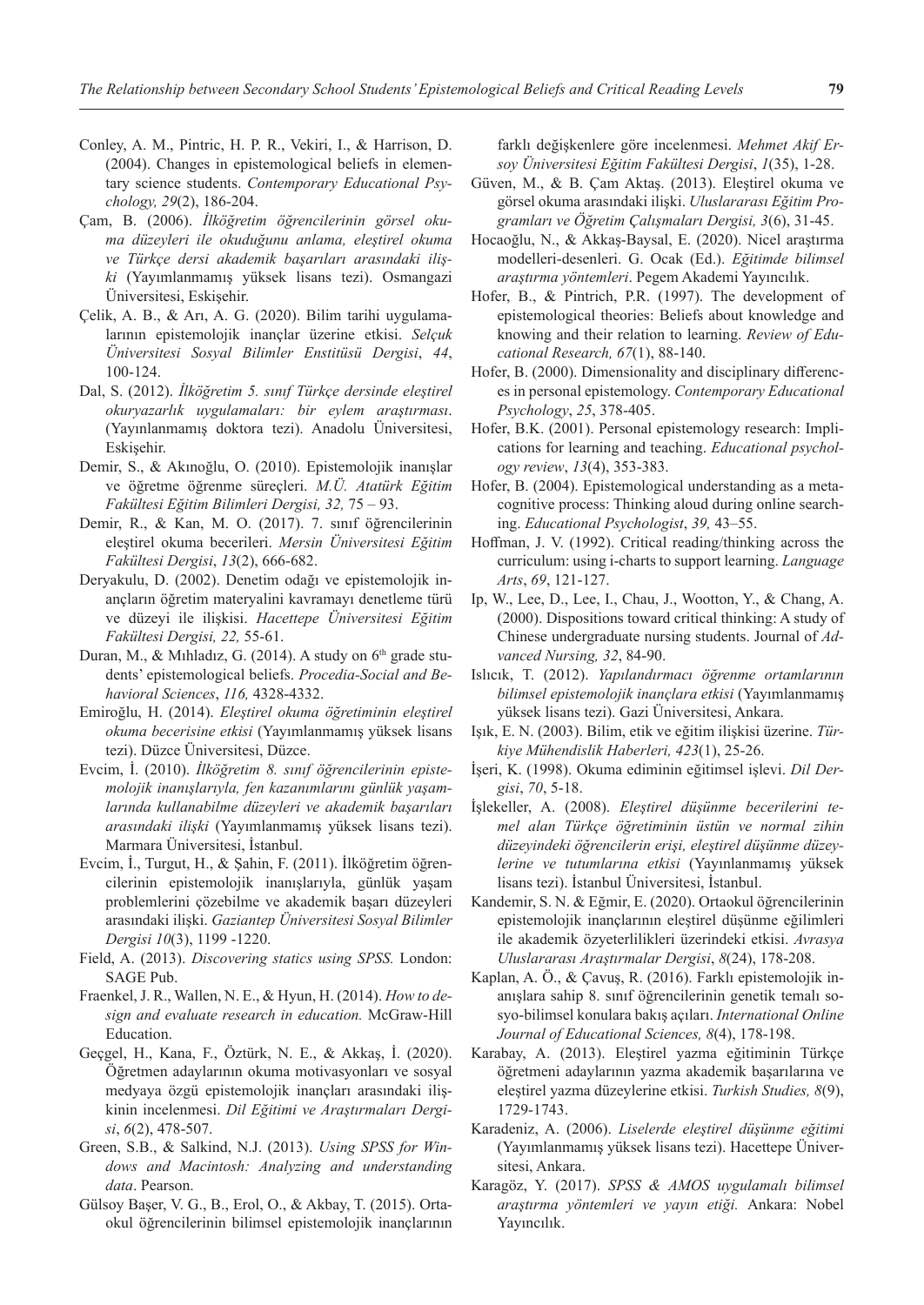Conley, A. M., Pintric, H. P. R., Vekiri, I., & Harrison, D. (2004). Changes in epistemological beliefs in elementary science students. *Contemporary Educational Psychology, 29*(2), 186-204.

Çam, B. (2006). *İlköğretim öğrencilerinin görsel okuma düzeyleri ile okuduğunu anlama, eleştirel okuma ve Türkçe dersi akademik başarıları arasındaki ilişki* (Yayımlanmamış yüksek lisans tezi). Osmangazi Üniversitesi, Eskişehir.

Çelik, A. B., & Arı, A. G. (2020). Bilim tarihi uygulamalarının epistemolojik inançlar üzerine etkisi. *Selçuk Üniversitesi Sosyal Bilimler Enstitüsü Dergisi*, *44*, 100-124.

Dal, S. (2012). *İlköğretim 5. sınıf Türkçe dersinde eleştirel okuryazarlık uygulamaları: bir eylem araştırması*. (Yayınlanmamış doktora tezi). Anadolu Üniversitesi, Eskişehir.

Demir, S., & Akınoğlu, O. (2010). Epistemolojik inanışlar ve öğretme öğrenme süreçleri. *M.Ü. Atatürk Eğitim Fakültesi Eğitim Bilimleri Dergisi, 32,* 75 – 93.

Demir, R., & Kan, M. O. (2017). 7. sınıf öğrencilerinin eleştirel okuma becerileri. *Mersin Üniversitesi Eğitim Fakültesi Dergisi*, *13*(2), 666-682.

Deryakulu, D. (2002). Denetim odağı ve epistemolojik inançların öğretim materyalini kavramayı denetleme türü ve düzeyi ile ilişkisi. *Hacettepe Üniversitesi Eğitim Fakültesi Dergisi, 22,* 55-61.

Duran, M., & Mıhladız, G. (2014). A study on 6th grade students' epistemological beliefs. *Procedia-Social and Behavioral Sciences*, *116,* 4328-4332.

Emiroğlu, H. (2014). *Eleştirel okuma öğretiminin eleştirel okuma becerisine etkisi* (Yayımlanmamış yüksek lisans tezi). Düzce Üniversitesi, Düzce.

Evcim, İ. (2010). *İlköğretim 8. sınıf öğrencilerinin epistemolojik inanışlarıyla, fen kazanımlarını günlük yaşamlarında kullanabilme düzeyleri ve akademik başarıları arasındaki ilişki* (Yayımlanmamış yüksek lisans tezi). Marmara Üniversitesi, İstanbul.

Evcim, İ., Turgut, H., & Şahin, F. (2011). İlköğretim öğrencilerinin epistemolojik inanışlarıyla, günlük yaşam problemlerini çözebilme ve akademik başarı düzeyleri arasındaki ilişki. *Gaziantep Üniversitesi Sosyal Bilimler Dergisi 10*(3), 1199 -1220.

Field, A. (2013). *Discovering statics using SPSS.* London: SAGE Pub.

Fraenkel, J. R., Wallen, N. E., & Hyun, H. (2014). *How to design and evaluate research in education.* McGraw-Hill Education.

Geçgel, H., Kana, F., Öztürk, N. E., & Akkaş, İ. (2020). Öğretmen adaylarının okuma motivasyonları ve sosyal medyaya özgü epistemolojik inançları arasındaki ilişkinin incelenmesi. *Dil Eğitimi ve Araştırmaları Dergisi*, *6*(2), 478-507.

Green, S.B., & Salkind, N.J. (2013). *Using SPSS for Windows and Macintosh: Analyzing and understanding data*. Pearson.

Gülsoy Başer, V. G., B., Erol, O., & Akbay, T. (2015). Ortaokul öğrencilerinin bilimsel epistemolojik inançlarının farklı değişkenlere göre incelenmesi. *Mehmet Akif Ersoy Üniversitesi Eğitim Fakültesi Dergisi*, *1*(35), 1-28.

Güven, M., & B. Çam Aktaş. (2013). Eleştirel okuma ve görsel okuma arasındaki ilişki. *Uluslararası Eğitim Programları ve Öğretim Çalışmaları Dergisi, 3*(6), 31-45.

Hocaoğlu, N., & Akkaş-Baysal, E. (2020). Nicel araştırma modelleri-desenleri. G. Ocak (Ed.). *Eğitimde bilimsel araştırma yöntemleri*. Pegem Akademi Yayıncılık.

Hofer, B., & Pintrich, P.R. (1997). The development of epistemological theories: Beliefs about knowledge and knowing and their relation to learning. *Review of Educational Research, 67*(1), 88-140.

Hofer, B. (2000). Dimensionality and disciplinary differences in personal epistemology. *Contemporary Educational Psychology*, *25*, 378-405.

Hofer, B.K. (2001). Personal epistemology research: Implications for learning and teaching. *Educational psychology review*, *13*(4), 353-383.

Hofer, B. (2004). Epistemological understanding as a metacognitive process: Thinking aloud during online searching. *Educational Psychologist*, *39,* 43–55.

Hoffman, J. V. (1992). Critical reading/thinking across the curriculum: using i-charts to support learning. *Language Arts*, *69*, 121-127.

Ip, W., Lee, D., Lee, I., Chau, J., Wootton, Y., & Chang, A. (2000). Dispositions toward critical thinking: A study of Chinese undergraduate nursing students. Journal of *Advanced Nursing, 32*, 84-90.

Islıcık, T. (2012). *Yapılandırmacı öğrenme ortamlarının bilimsel epistemolojik inançlara etkisi* (Yayınlanmamış yüksek lisans tezi). Gazi Üniversitesi, Ankara.

Işık, E. N. (2003). Bilim, etik ve eğitim ilişkisi üzerine. *Türkiye Mühendislik Haberleri, 423*(1), 25-26.

İşeri, K. (1998). Okuma ediminin eğitimsel işlevi. *Dil Dergisi*, *70*, 5-18.

İşlekeller, A. (2008). *Eleştirel düşünme becerilerini temel alan Türkçe öğretiminin üstün ve normal zihin düzeyindeki öğrencilerin erişi, eleştirel düşünme düzeylerine ve tutumlarına etkisi* (Yayınlanmamış yüksek lisans tezi). İstanbul Üniversitesi, İstanbul.

Kandemir, S. N. & Eğmir, E. (2020). Ortaokul öğrencilerinin epistemolojik inançlarının eleştirel düşünme eğilimleri ile akademik özyeterlilikleri üzerindeki etkisi. *Avrasya Uluslararası Araştırmalar Dergisi*, *8*(24), 178-208.

Kaplan, A. Ö., & Çavuş, R. (2016). Farklı epistemolojik inanışlara sahip 8. sınıf öğrencilerinin genetik temalı sosyo-bilimsel konulara bakış açıları. *International Online Journal of Educational Sciences, 8*(4), 178-198.

Karabay, A. (2013). Eleştirel yazma eğitiminin Türkçe öğretmeni adaylarının yazma akademik başarılarına ve eleştirel yazma düzeylerine etkisi. *Turkish Studies, 8*(9), 1729-1743.

Karadeniz, A. (2006). *Liselerde eleştirel düşünme eğitimi* (Yayınlanmamış yüksek lisans tezi). Hacettepe Üniversitesi, Ankara.

Karagöz, Y. (2017). *SPSS & AMOS uygulamalı bilimsel araştırma yöntemleri ve yayın etiği.* Ankara: Nobel Yayıncılık.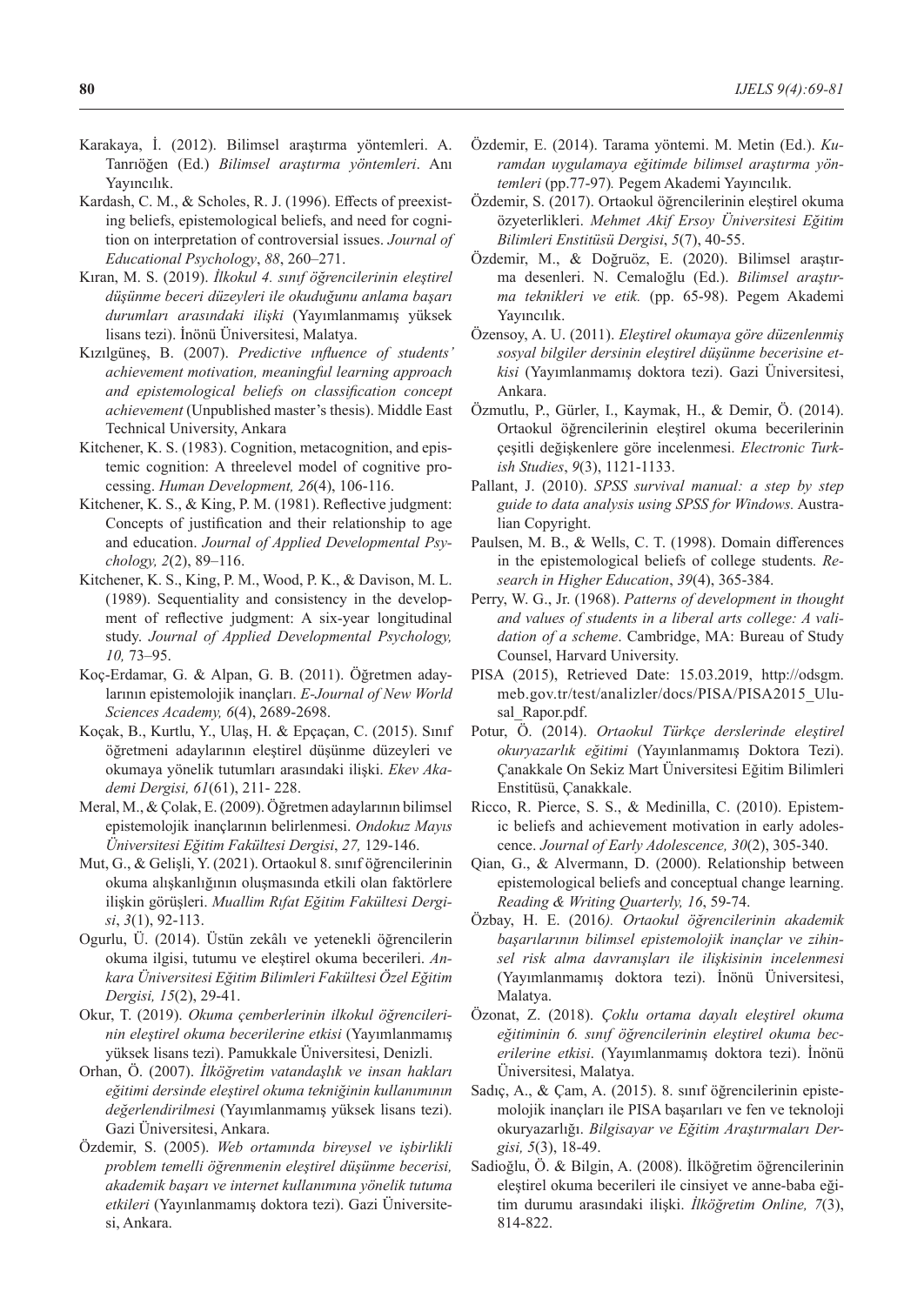Karakaya, İ. (2012). Bilimsel araştırma yöntemleri. A. Tanrıöğen (Ed.) *Bilimsel araştırma yöntemleri*. Anı Yayıncılık.

Kardash, C. M., & Scholes, R. J. (1996). Effects of preexisting beliefs, epistemological beliefs, and need for cognition on interpretation of controversial issues. *Journal of Educational Psychology*, *88*, 260–271.

Kıran, M. S. (2019). *İlkokul 4. sınıf öğrencilerinin eleştirel düşünme beceri düzeyleri ile okuduğunu anlama başarı durumları arasındaki ilişki* (Yayımlanmamış yüksek lisans tezi). İnönü Üniversitesi, Malatya.

Kızılgüneş, B. (2007). *Predictive ınfluence of students' achievement motivation, meaningful learning approach and epistemological beliefs on classification concept achievement* (Unpublished master's thesis). Middle East Technical University, Ankara

Kitchener, K. S. (1983). Cognition, metacognition, and epistemic cognition: A threelevel model of cognitive processing. *Human Development, 26*(4), 106-116.

Kitchener, K. S., & King, P. M. (1981). Reflective judgment: Concepts of justification and their relationship to age and education. *Journal of Applied Developmental Psychology, 2*(2), 89–116.

Kitchener, K. S., King, P. M., Wood, P. K., & Davison, M. L. (1989). Sequentiality and consistency in the development of reflective judgment: A six-year longitudinal study. *Journal of Applied Developmental Psychology, 10,* 73–95.

Koç-Erdamar, G. & Alpan, G. B. (2011). Öğretmen adaylarının epistemolojik inançları. *E-Journal of New World Sciences Academy, 6*(4), 2689-2698.

Koçak, B., Kurtlu, Y., Ulaş, H. & Epçaçan, C. (2015). Sınıf öğretmeni adaylarının eleştirel düşünme düzeyleri ve okumaya yönelik tutumları arasındaki ilişki. *Ekev Akademi Dergisi, 61*(61), 211- 228.

Meral, M., & Çolak, E. (2009). Öğretmen adaylarının bilimsel epistemolojik inançlarının belirlenmesi. *Ondokuz Mayıs Üniversitesi Eğitim Fakültesi Dergisi*, *27,* 129-146.

Mut, G., & Gelişli, Y. (2021). Ortaokul 8. sınıf öğrencilerinin okuma alışkanlığının oluşmasında etkili olan faktörlere ilişkin görüşleri. *Muallim Rıfat Eğitim Fakültesi Dergisi*, *3*(1), 92-113.

Ogurlu, Ü. (2014). Üstün zekâlı ve yetenekli öğrencilerin okuma ilgisi, tutumu ve eleştirel okuma becerileri. *Ankara Üniversitesi Eğitim Bilimleri Fakültesi Özel Eğitim Dergisi, 15*(2), 29-41.

Okur, T. (2019). *Okuma çemberlerinin ilkokul öğrencilerinin eleştirel okuma becerilerine etkisi* (Yayımlanmamış yüksek lisans tezi). Pamukkale Üniversitesi, Denizli.

Orhan, Ö. (2007). *İlköğretim vatandaşlık ve insan hakları eğitimi dersinde eleştirel okuma tekniğinin kullanımının değerlendirilmesi* (Yayımlanmamış yüksek lisans tezi). Gazi Üniversitesi, Ankara.

Özdemir, S. (2005). *Web ortamında bireysel ve işbirlikli problem temelli öğrenmenin eleştirel düşünme becerisi, akademik başarı ve internet kullanımına yönelik tutuma etkileri* (Yayımlanmamış doktora tezi). Gazi Üniversitesi, Ankara.

Özdemir, E. (2014). Tarama yöntemi. M. Metin (Ed.). *Kuramdan uygulamaya eğitimde bilimsel araştırma yöntemleri* (pp.77-97)*.* Pegem Akademi Yayıncılık.

Özdemir, S. (2017). Ortaokul öğrencilerinin eleştirel okuma özyeterlikleri. *Mehmet Akif Ersoy Üniversitesi Eğitim Bilimleri Enstitüsü Dergisi*, *5*(7), 40-55.

Özdemir, M., & Doğruöz, E. (2020). Bilimsel araştırma desenleri. N. Cemaloğlu (Ed.). *Bilimsel araştırma teknikleri ve etik.* (pp. 65-98). Pegem Akademi Yayıncılık.

Özensoy, A. U. (2011). *Eleştirel okumaya göre düzenlenmiş sosyal bilgiler dersinin eleştirel düşünme becerisine etkisi* (Yayımlanmamış doktora tezi). Gazi Üniversitesi, Ankara.

Özmutlu, P., Gürler, I., Kaymak, H., & Demir, Ö. (2014). Ortaokul öğrencilerinin eleştirel okuma becerilerinin çeşitli değişkenlere göre incelenmesi. *Electronic Turkish Studies*, *9*(3), 1121-1133.

Pallant, J. (2010). *SPSS survival manual: a step by step guide to data analysis using SPSS for Windows.* Australian Copyright.

Paulsen, M. B., & Wells, C. T. (1998). Domain differences in the epistemological beliefs of college students. *Research in Higher Education*, *39*(4), 365-384.

Perry, W. G., Jr. (1968). *Patterns of development in thought and values of students in a liberal arts college: A validation of a scheme*. Cambridge, MA: Bureau of Study Counsel, Harvard University.

PISA (2015), Retrieved Date: 15.03.2019, http://odsgm.meb.gov.tr/test/analizler/docs/PISA/PISA2015_Ulusal_Rapor.pdf.

Potur, Ö. (2014). *Ortaokul Türkçe derslerinde eleştirel okuryazarlık eğitimi* (Yayınlanmamış Doktora Tezi). Çanakkale On Sekiz Mart Üniversitesi Eğitim Bilimleri Enstitüsü, Çanakkale.

Ricco, R. Pierce, S. S., & Medinilla, C. (2010). Epistemic beliefs and achievement motivation in early adolescence. *Journal of Early Adolescence, 30*(2), 305-340.

Qian, G., & Alvermann, D. (2000). Relationship between epistemological beliefs and conceptual change learning. *Reading & Writing Quarterly, 16*, 59-74.

Özbay, H. E. (2016*). Ortaokul öğrencilerinin akademik başarılarının bilimsel epistemolojik inançlar ve zihinsel risk alma davranışları ile ilişkisinin incelenmesi* (Yayımlanmamış doktora tezi). İnönü Üniversitesi, Malatya.

Özonat, Z. (2018). *Çoklu ortama dayalı eleştirel okuma eğitiminin 6. sınıf öğrencilerinin eleştirel okuma becerilerine etkisi*. (Yayımlanmamış doktora tezi). İnönü Üniversitesi, Malatya.

Sadıç, A., & Çam, A. (2015). 8. sınıf öğrencilerinin epistemolojik inançları ile PISA başarıları ve fen ve teknoloji okuryazarlığı. *Bilgisayar ve Eğitim Araştırmaları Dergisi, 5*(3), 18-49.

Sadioğlu, Ö. & Bilgin, A. (2008). İlköğretim öğrencilerinin eleştirel okuma becerileri ile cinsiyet ve anne-baba eğitim durumu arasındaki ilişki. *İlköğretim Online, 7*(3), 814-822.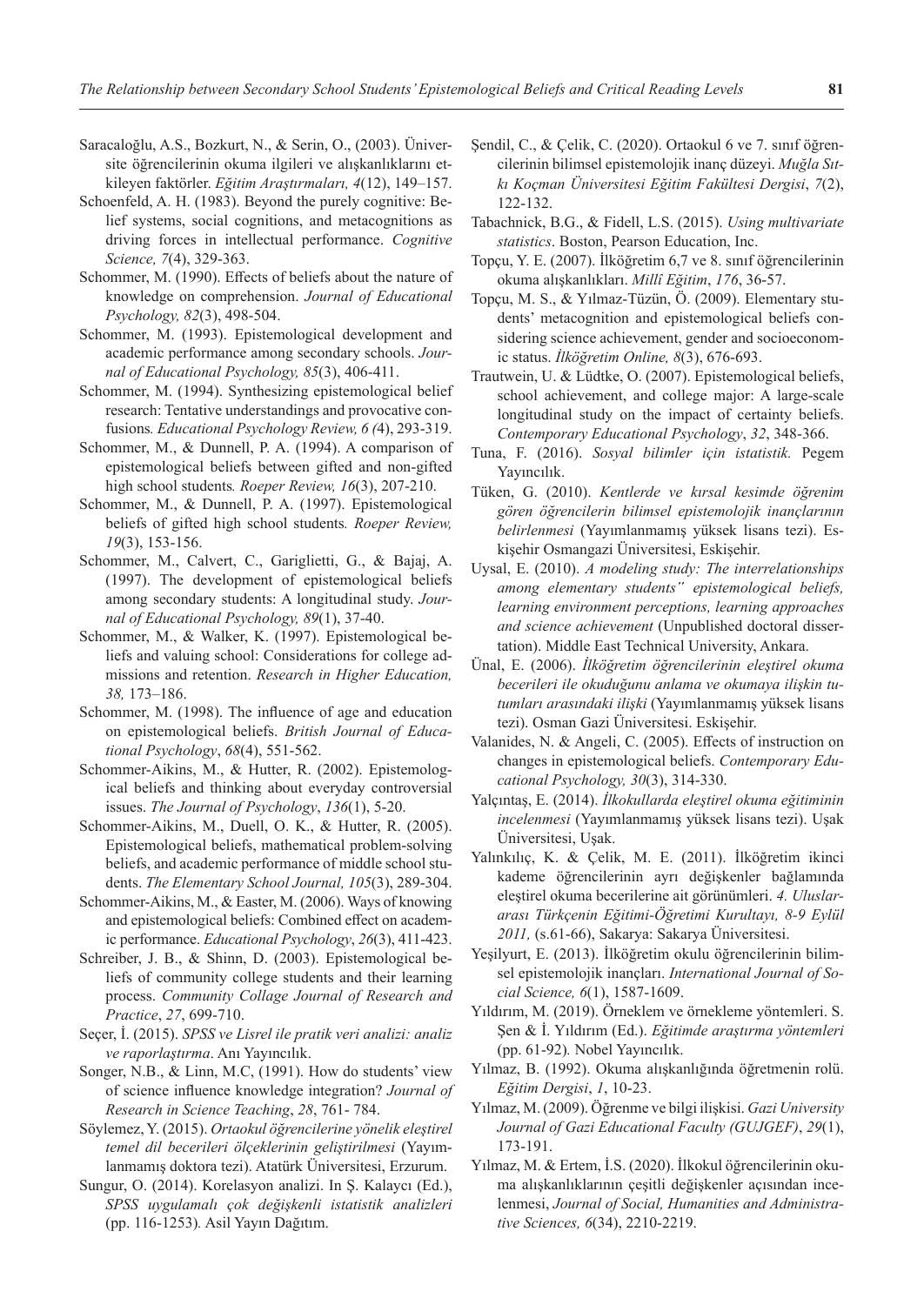Saracaloğlu, A.S., Bozkurt, N., & Serin, O., (2003). Üniversite öğrencilerinin okuma ilgileri ve alışkanlıklarını etkileyen faktörler. *Eğitim Araştırmaları, 4*(12), 149–157.

Schoenfeld, A. H. (1983). Beyond the purely cognitive: Belief systems, social cognitions, and metacognitions as driving forces in intellectual performance. *Cognitive Science, 7*(4), 329-363.

Schommer, M. (1990). Effects of beliefs about the nature of knowledge on comprehension. *Journal of Educational Psychology, 82*(3), 498-504.

Schommer, M. (1993). Epistemological development and academic performance among secondary schools. *Journal of Educational Psychology, 85*(3), 406-411.

Schommer, M. (1994). Synthesizing epistemological belief research: Tentative understandings and provocative confusions*. Educational Psychology Review, 6 (*4), 293-319.

Schommer, M., & Dunnell, P. A. (1994). A comparison of epistemological beliefs between gifted and non-gifted high school students*. Roeper Review, 16*(3), 207-210.

Schommer, M., & Dunnell, P. A. (1997). Epistemological beliefs of gifted high school students*. Roeper Review, 19*(3), 153-156.

Schommer, M., Calvert, C., Gariglietti, G., & Bajaj, A. (1997). The development of epistemological beliefs among secondary students: A longitudinal study. *Journal of Educational Psychology, 89*(1), 37-40.

Schommer, M., & Walker, K. (1997). Epistemological beliefs and valuing school: Considerations for college admissions and retention. *Research in Higher Education, 38,* 173–186.

Schommer, M. (1998). The influence of age and education on epistemological beliefs. *British Journal of Educational Psychology*, *68*(4), 551-562.

Schommer-Aikins, M., & Hutter, R. (2002). Epistemological beliefs and thinking about everyday controversial issues. *The Journal of Psychology*, *136*(1), 5-20.

Schommer-Aikins, M., Duell, O. K., & Hutter, R. (2005). Epistemological beliefs, mathematical problem-solving beliefs, and academic performance of middle school students. *The Elementary School Journal, 105*(3), 289-304.

Schommer-Aikins, M., & Easter, M. (2006). Ways of knowing and epistemological beliefs: Combined effect on academic performance. *Educational Psychology*, *26*(3), 411-423.

Schreiber, J. B., & Shinn, D. (2003). Epistemological beliefs of community college students and their learning process. *Community Collage Journal of Research and Practice*, *27*, 699-710.

Seçer, İ. (2015). *SPSS ve Lisrel ile pratik veri analizi: analiz ve raporlaştırma*. Anı Yayıncılık.

Songer, N.B., & Linn, M.C, (1991). How do students' view of science influence knowledge integration? *Journal of Research in Science Teaching*, *28*, 761- 784.

Söylemez, Y. (2015). *Ortaokul öğrencilerine yönelik eleştirel temel dil becerileri ölçeklerinin geliştirilmesi* (Yayımlanmamış doktora tezi). Atatürk Üniversitesi, Erzurum.

Sungur, O. (2014). Korelasyon analizi. In Ş. Kalaycı (Ed.), *SPSS uygulamalı çok değişkenli istatistik analizleri* (pp. 116-1253)*.* Asil Yayın Dağıtım.

Şendil, C., & Çelik, C. (2020). Ortaokul 6 ve 7. sınıf öğrencilerinin bilimsel epistemolojik inanç düzeyi. *Muğla Sıtkı Koçman Üniversitesi Eğitim Fakültesi Dergisi*, *7*(2), 122-132.

Tabachnick, B.G., & Fidell, L.S. (2015). *Using multivariate statistics*. Boston, Pearson Education, Inc.

Topçu, Y. E. (2007). İlköğretim 6,7 ve 8. sınıf öğrencilerinin okuma alışkanlıkları. *Millî Eğitim*, *176*, 36-57.

Topçu, M. S., & Yılmaz-Tüzün, Ö. (2009). Elementary students' metacognition and epistemological beliefs considering science achievement, gender and socioeconomic status. *İlköğretim Online, 8*(3), 676-693.

Trautwein, U. & Lüdtke, O. (2007). Epistemological beliefs, school achievement, and college major: A large-scale longitudinal study on the impact of certainty beliefs. *Contemporary Educational Psychology*, *32*, 348-366.

Tuna, F. (2016). *Sosyal bilimler için istatistik.* Pegem Yayıncılık.

Tüken, G. (2010). *Kentlerde ve kırsal kesimde öğrenim gören öğrencilerin bilimsel epistemolojik inançlarının belirlenmesi* (Yayımlanmamış yüksek lisans tezi). Eskişehir Osmangazi Üniversitesi, Eskişehir.

Uysal, E. (2010). *A modeling study: The interrelationships among elementary students" epistemological beliefs, learning environment perceptions, learning approaches and science achievement* (Unpublished doctoral dissertation). Middle East Technical University, Ankara.

Ünal, E. (2006). *İlköğretim öğrencilerinin eleştirel okuma becerileri ile okuduğunu anlama ve okumaya ilişkin tutumları arasındaki ilişki* (Yayımlanmamış yüksek lisans tezi). Osman Gazi Üniversitesi. Eskişehir.

Valanides, N. & Angeli, C. (2005). Effects of instruction on changes in epistemological beliefs. *Contemporary Educational Psychology, 30*(3), 314-330.

Yalçıntaş, E. (2014). *İlkokullarda eleştirel okuma eğitiminin incelenmesi* (Yayımlanmamış yüksek lisans tezi). Uşak Üniversitesi, Uşak.

Yalınkılıç, K. & Çelik, M. E. (2011). İlköğretim ikinci kademe öğrencilerinin ayrı değişkenler bağlamında eleştirel okuma becerilerine ait görünümleri. *4. Uluslararası Türkçenin Eğitimi-Öğretimi Kurultayı, 8-9 Eylül 2011,* (s.61-66), Sakarya: Sakarya Üniversitesi.

Yeşilyurt, E. (2013). İlköğretim okulu öğrencilerinin bilimsel epistemolojik inançları. *International Journal of Social Science, 6*(1), 1587-1609.

Yıldırım, M. (2019). Örneklem ve örnekleme yöntemleri. S. Şen & İ. Yıldırım (Ed.). *Eğitimde araştırma yöntemleri* (pp. 61-92)*.* Nobel Yayıncılık.

Yılmaz, B. (1992). Okuma alışkanlığında öğretmenin rolü. *Eğitim Dergisi*, *1*, 10-23.

Yılmaz, M. (2009). Öğrenme ve bilgi ilişkisi. *Gazi University Journal of Gazi Educational Faculty (GUJGEF)*, *29*(1), 173-191.

Yılmaz, M. & Ertem, İ.S. (2020). İlkokul öğrencilerinin okuma alışkanlıklarının çeşitli değişkenler açısından incelenmesi, *Journal of Social, Humanities and Administrative Sciences, 6*(34), 2210-2219.